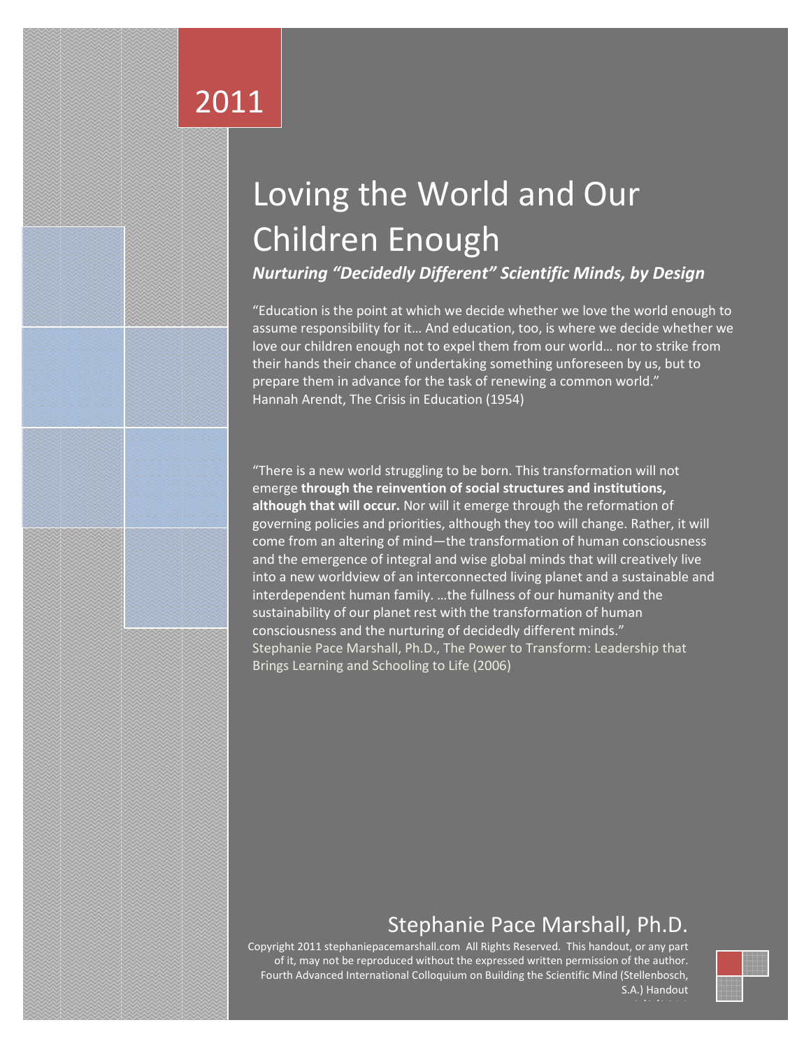2011

# Loving the World and Our Children Enough

***Nurturing "Decidedly Different" Scientific Minds, by Design***

"Education is the point at which we decide whether we love the world enough to assume responsibility for it… And education, too, is where we decide whether we love our children enough not to expel them from our world… nor to strike from their hands their chance of undertaking something unforeseen by us, but to prepare them in advance for the task of renewing a common world."
Hannah Arendt, The Crisis in Education (1954)

"There is a new world struggling to be born. This transformation will not emerge **through the reinvention of social structures and institutions, although that will occur.** Nor will it emerge through the reformation of governing policies and priorities, although they too will change. Rather, it will come from an altering of mind—the transformation of human consciousness and the emergence of integral and wise global minds that will creatively live into a new worldview of an interconnected living planet and a sustainable and interdependent human family. …the fullness of our humanity and the sustainability of our planet rest with the transformation of human consciousness and the nurturing of decidedly different minds."
Stephanie Pace Marshall, Ph.D., The Power to Transform: Leadership that Brings Learning and Schooling to Life (2006)

## Stephanie Pace Marshall, Ph.D.

Copyright 2011 stephaniepacemarshall.com All Rights Reserved. This handout, or any part of it, may not be reproduced without the expressed written permission of the author.
Fourth Advanced International Colloquium on Building the Scientific Mind (Stellenbosch, S.A.) Handout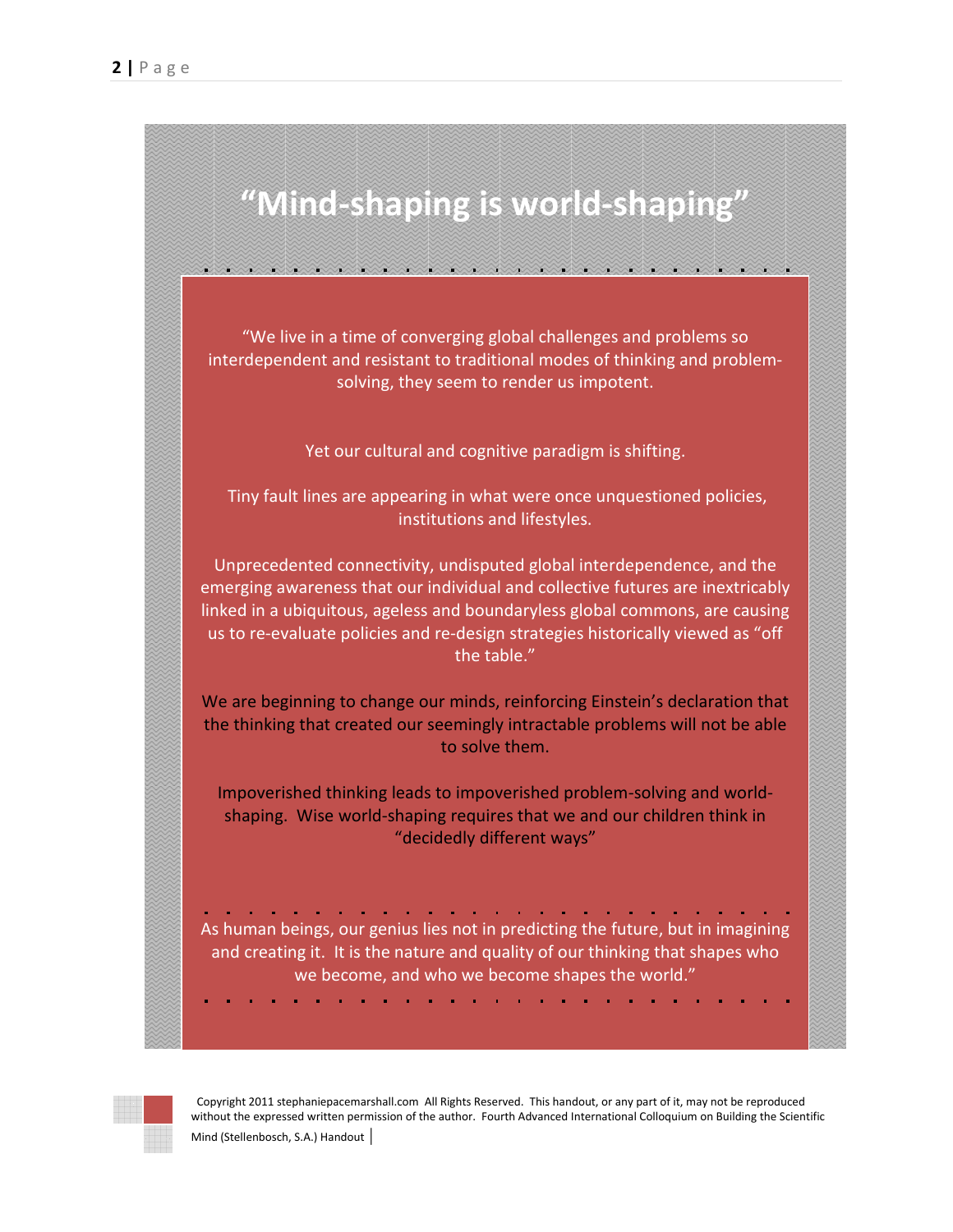# "Mind-shaping is world-shaping"

"We live in a time of converging global challenges and problems so interdependent and resistant to traditional modes of thinking and problem-solving, they seem to render us impotent.

Yet our cultural and cognitive paradigm is shifting.

Tiny fault lines are appearing in what were once unquestioned policies, institutions and lifestyles.

Unprecedented connectivity, undisputed global interdependence, and the emerging awareness that our individual and collective futures are inextricably linked in a ubiquitous, ageless and boundaryless global commons, are causing us to re-evaluate policies and re-design strategies historically viewed as "off the table."

We are beginning to change our minds, reinforcing Einstein's declaration that the thinking that created our seemingly intractable problems will not be able to solve them.

Impoverished thinking leads to impoverished problem-solving and world-shaping. Wise world-shaping requires that we and our children think in "decidedly different ways"

As human beings, our genius lies not in predicting the future, but in imagining and creating it. It is the nature and quality of our thinking that shapes who we become, and who we become shapes the world."

Copyright 2011 stephaniepacemarshall.com All Rights Reserved. This handout, or any part of it, may not be reproduced without the expressed written permission of the author. Fourth Advanced International Colloquium on Building the Scientific Mind (Stellenbosch, S.A.) Handout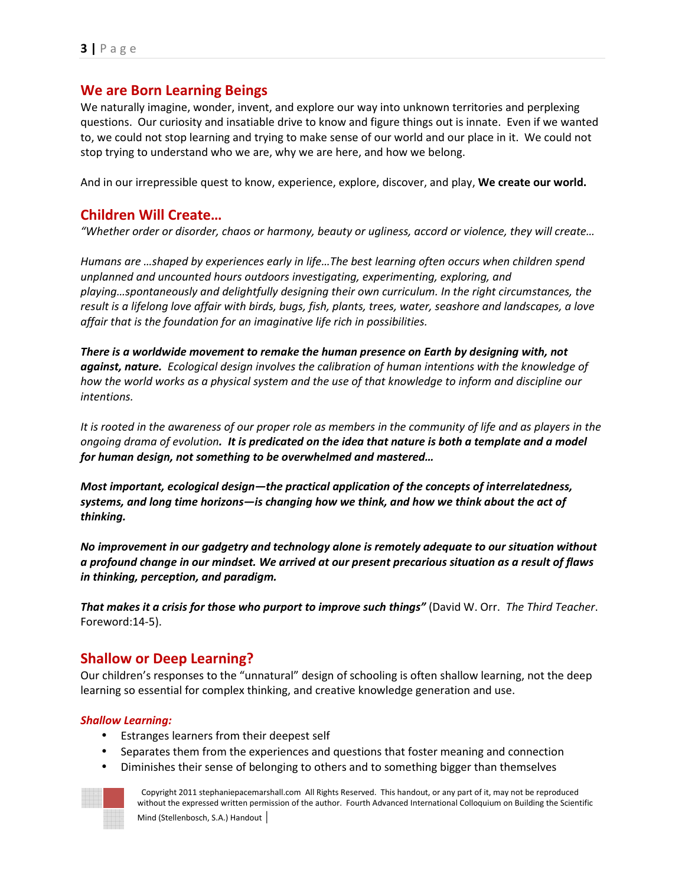## We are Born Learning Beings

We naturally imagine, wonder, invent, and explore our way into unknown territories and perplexing questions. Our curiosity and insatiable drive to know and figure things out is innate. Even if we wanted to, we could not stop learning and trying to make sense of our world and our place in it. We could not stop trying to understand who we are, why we are here, and how we belong.

And in our irrepressible quest to know, experience, explore, discover, and play, **We create our world.**

## Children Will Create…

*"Whether order or disorder, chaos or harmony, beauty or ugliness, accord or violence, they will create…*

*Humans are …shaped by experiences early in life…The best learning often occurs when children spend unplanned and uncounted hours outdoors investigating, experimenting, exploring, and playing…spontaneously and delightfully designing their own curriculum. In the right circumstances, the result is a lifelong love affair with birds, bugs, fish, plants, trees, water, seashore and landscapes, a love affair that is the foundation for an imaginative life rich in possibilities.*

***There is a worldwide movement to remake the human presence on Earth by designing with, not against, nature.*** *Ecological design involves the calibration of human intentions with the knowledge of how the world works as a physical system and the use of that knowledge to inform and discipline our intentions.*

*It is rooted in the awareness of our proper role as members in the community of life and as players in the ongoing drama of evolution****. It is predicated on the idea that nature is both a template and a model for human design, not something to be overwhelmed and mastered…***

***Most important, ecological design—the practical application of the concepts of interrelatedness, systems, and long time horizons—is changing how we think, and how we think about the act of thinking.***

***No improvement in our gadgetry and technology alone is remotely adequate to our situation without a profound change in our mindset. We arrived at our present precarious situation as a result of flaws in thinking, perception, and paradigm.***

***That makes it a crisis for those who purport to improve such things"*** (David W. Orr. *The Third Teacher*. Foreword:14-5).

## Shallow or Deep Learning?

Our children's responses to the "unnatural" design of schooling is often shallow learning, not the deep learning so essential for complex thinking, and creative knowledge generation and use.

***Shallow Learning:***

- Estranges learners from their deepest self
- Separates them from the experiences and questions that foster meaning and connection
- Diminishes their sense of belonging to others and to something bigger than themselves

Copyright 2011 stephaniepacemarshall.com All Rights Reserved. This handout, or any part of it, may not be reproduced without the expressed written permission of the author. Fourth Advanced International Colloquium on Building the Scientific Mind (Stellenbosch, S.A.) Handout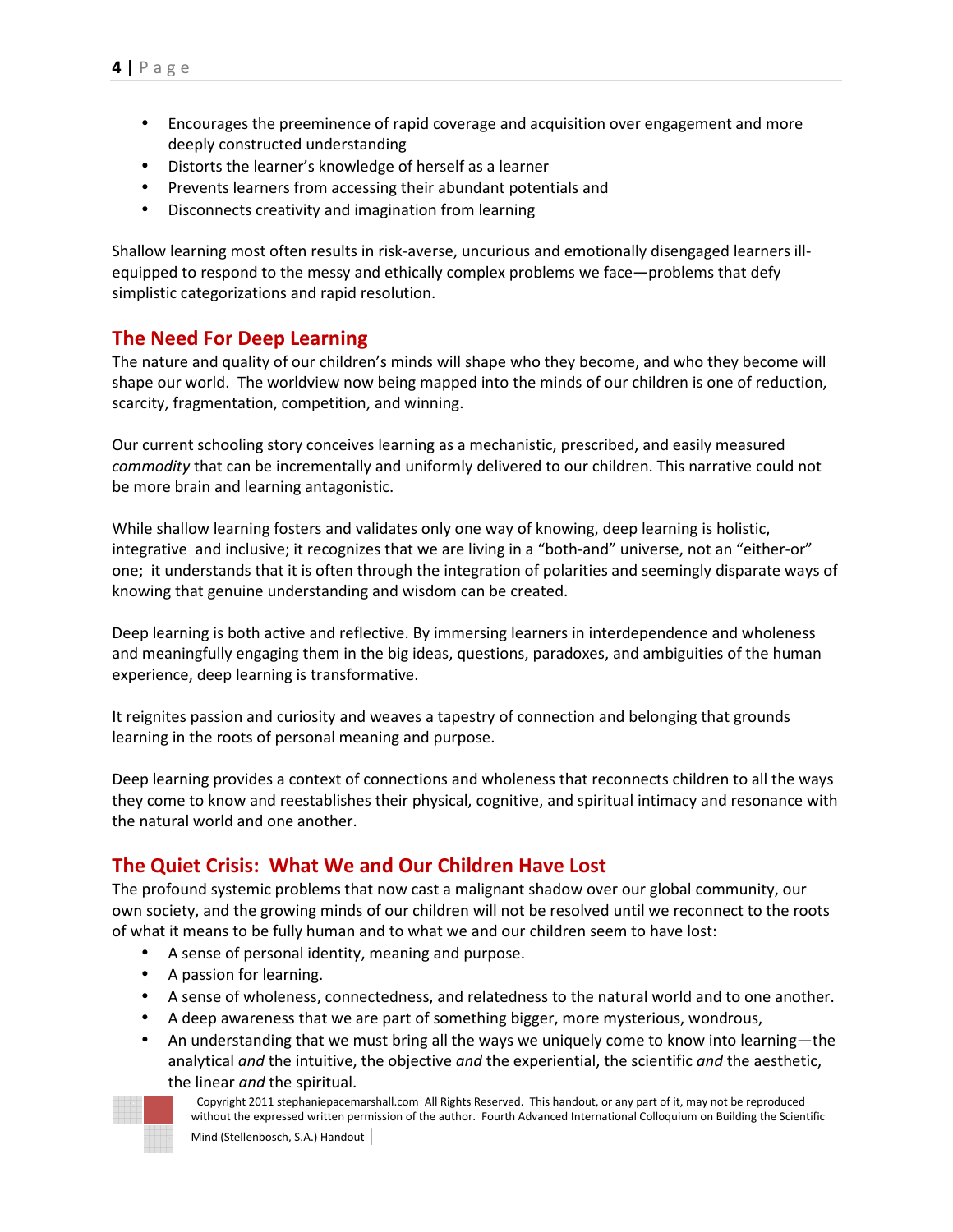- Encourages the preeminence of rapid coverage and acquisition over engagement and more deeply constructed understanding
- Distorts the learner's knowledge of herself as a learner
- Prevents learners from accessing their abundant potentials and
- Disconnects creativity and imagination from learning

Shallow learning most often results in risk-averse, uncurious and emotionally disengaged learners ill-equipped to respond to the messy and ethically complex problems we face—problems that defy simplistic categorizations and rapid resolution.

## The Need For Deep Learning

The nature and quality of our children's minds will shape who they become, and who they become will shape our world. The worldview now being mapped into the minds of our children is one of reduction, scarcity, fragmentation, competition, and winning.

Our current schooling story conceives learning as a mechanistic, prescribed, and easily measured *commodity* that can be incrementally and uniformly delivered to our children. This narrative could not be more brain and learning antagonistic.

While shallow learning fosters and validates only one way of knowing, deep learning is holistic, integrative and inclusive; it recognizes that we are living in a "both-and" universe, not an "either-or" one; it understands that it is often through the integration of polarities and seemingly disparate ways of knowing that genuine understanding and wisdom can be created.

Deep learning is both active and reflective. By immersing learners in interdependence and wholeness and meaningfully engaging them in the big ideas, questions, paradoxes, and ambiguities of the human experience, deep learning is transformative.

It reignites passion and curiosity and weaves a tapestry of connection and belonging that grounds learning in the roots of personal meaning and purpose.

Deep learning provides a context of connections and wholeness that reconnects children to all the ways they come to know and reestablishes their physical, cognitive, and spiritual intimacy and resonance with the natural world and one another.

## The Quiet Crisis: What We and Our Children Have Lost

The profound systemic problems that now cast a malignant shadow over our global community, our own society, and the growing minds of our children will not be resolved until we reconnect to the roots of what it means to be fully human and to what we and our children seem to have lost:

- A sense of personal identity, meaning and purpose.
- A passion for learning.
- A sense of wholeness, connectedness, and relatedness to the natural world and to one another.
- A deep awareness that we are part of something bigger, more mysterious, wondrous,
- An understanding that we must bring all the ways we uniquely come to know into learning—the analytical *and* the intuitive, the objective *and* the experiential, the scientific *and* the aesthetic, the linear *and* the spiritual.

Copyright 2011 stephaniepacemarshall.com All Rights Reserved. This handout, or any part of it, may not be reproduced without the expressed written permission of the author. Fourth Advanced International Colloquium on Building the Scientific Mind (Stellenbosch, S.A.) Handout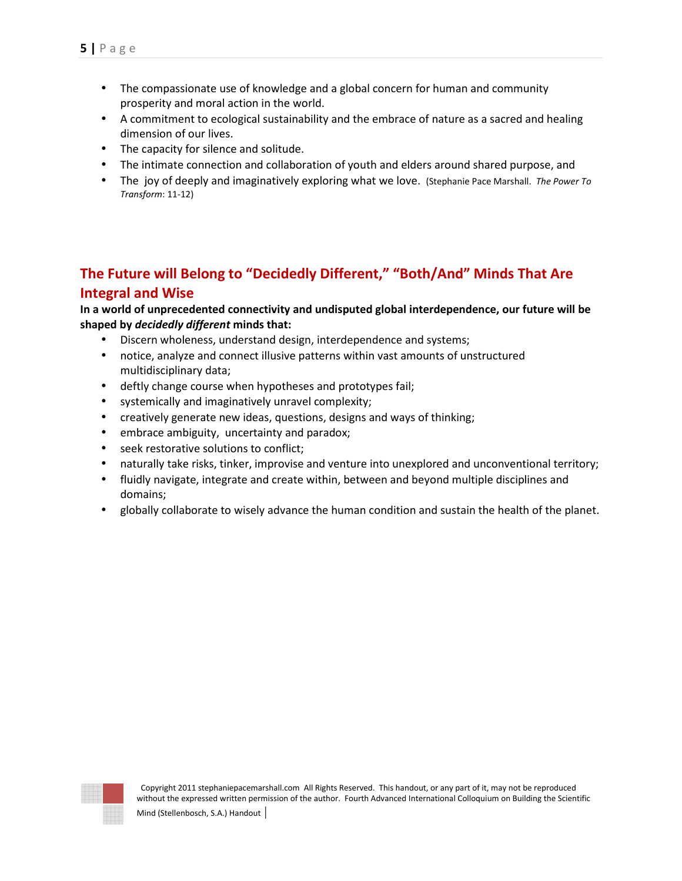- The compassionate use of knowledge and a global concern for human and community prosperity and moral action in the world.
- A commitment to ecological sustainability and the embrace of nature as a sacred and healing dimension of our lives.
- The capacity for silence and solitude.
- The intimate connection and collaboration of youth and elders around shared purpose, and
- The joy of deeply and imaginatively exploring what we love. (Stephanie Pace Marshall. *The Power To Transform*: 11-12)

## The Future will Belong to "Decidedly Different," "Both/And" Minds That Are Integral and Wise

**In a world of unprecedented connectivity and undisputed global interdependence, our future will be shaped by *decidedly different* minds that:**

- Discern wholeness, understand design, interdependence and systems;
- notice, analyze and connect illusive patterns within vast amounts of unstructured multidisciplinary data;
- deftly change course when hypotheses and prototypes fail;
- systemically and imaginatively unravel complexity;
- creatively generate new ideas, questions, designs and ways of thinking;
- embrace ambiguity, uncertainty and paradox;
- seek restorative solutions to conflict;
- naturally take risks, tinker, improvise and venture into unexplored and unconventional territory;
- fluidly navigate, integrate and create within, between and beyond multiple disciplines and domains;
- globally collaborate to wisely advance the human condition and sustain the health of the planet.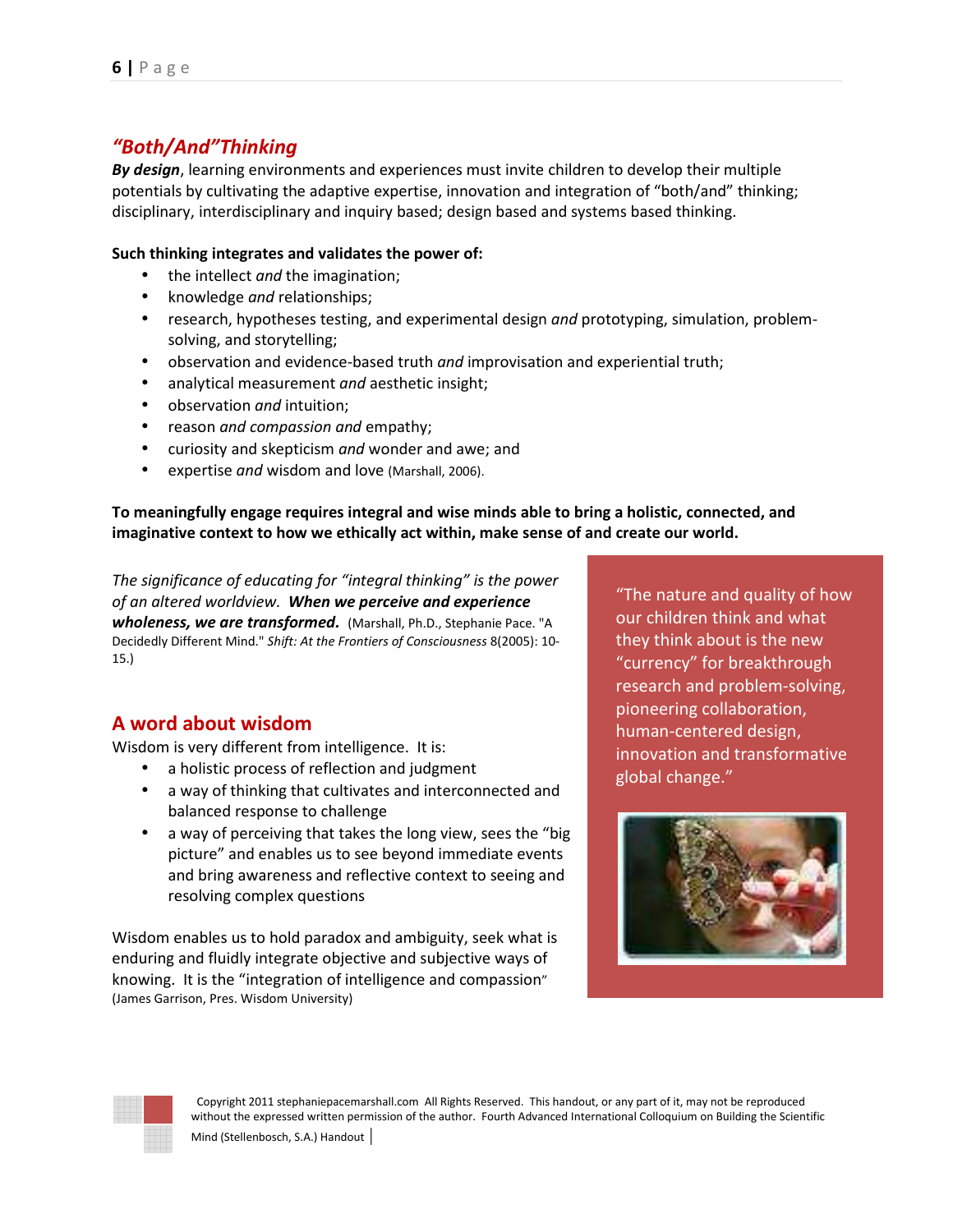## *"Both/And" Thinking*

***By design***, learning environments and experiences must invite children to develop their multiple potentials by cultivating the adaptive expertise, innovation and integration of "both/and" thinking; disciplinary, interdisciplinary and inquiry based; design based and systems based thinking.

**Such thinking integrates and validates the power of:**

- the intellect *and* the imagination;
- knowledge *and* relationships;
- research, hypotheses testing, and experimental design *and* prototyping, simulation, problem-solving, and storytelling;
- observation and evidence-based truth *and* improvisation and experiential truth;
- analytical measurement *and* aesthetic insight;
- observation *and* intuition;
- reason *and compassion and* empathy;
- curiosity and skepticism *and* wonder and awe; and
- expertise *and* wisdom and love (Marshall, 2006).

**To meaningfully engage requires integral and wise minds able to bring a holistic, connected, and imaginative context to how we ethically act within, make sense of and create our world.**

*The significance of educating for "integral thinking" is the power of an altered worldview.* ***When we perceive and experience wholeness, we are transformed.*** (Marshall, Ph.D., Stephanie Pace. "A Decidedly Different Mind." *Shift: At the Frontiers of Consciousness* 8(2005): 10-15.)

"The nature and quality of how our children think and what they think about is the new "currency" for breakthrough research and problem-solving, pioneering collaboration, human-centered design, innovation and transformative global change."

## A word about wisdom

Wisdom is very different from intelligence. It is:

- a holistic process of reflection and judgment
- a way of thinking that cultivates and interconnected and balanced response to challenge
- a way of perceiving that takes the long view, sees the "big picture" and enables us to see beyond immediate events and bring awareness and reflective context to seeing and resolving complex questions

Wisdom enables us to hold paradox and ambiguity, seek what is enduring and fluidly integrate objective and subjective ways of knowing. It is the "integration of intelligence and compassion" (James Garrison, Pres. Wisdom University)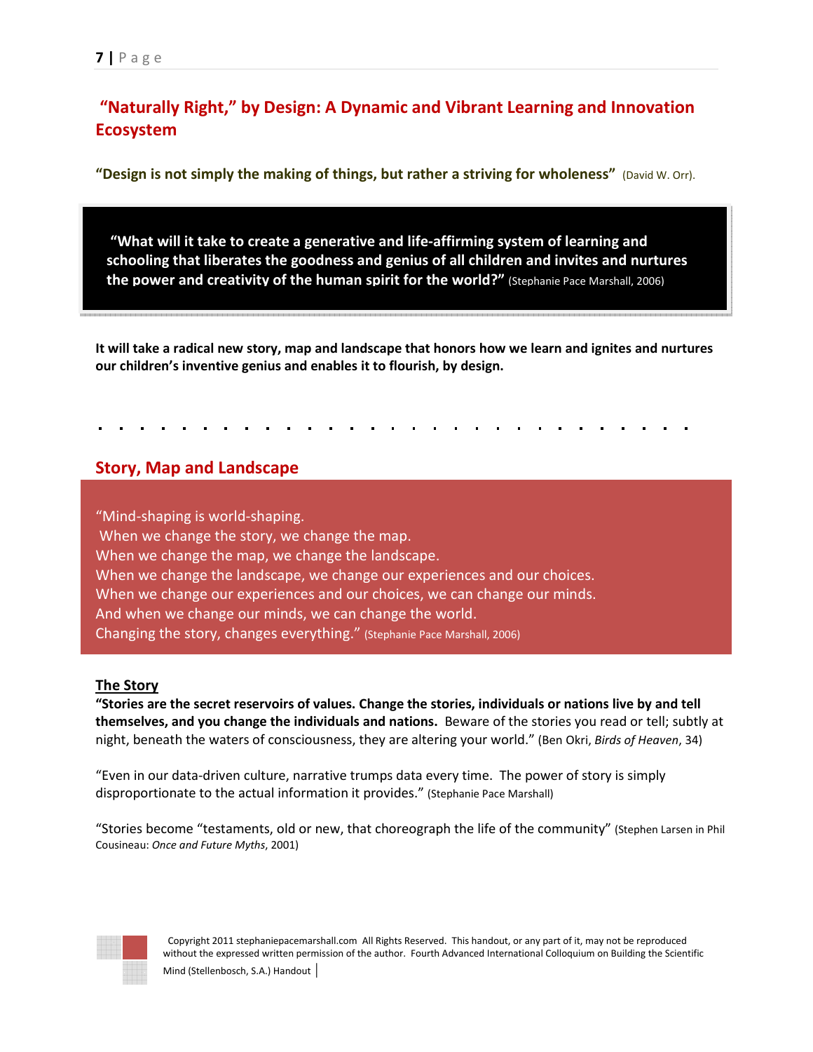## "Naturally Right," by Design: A Dynamic and Vibrant Learning and Innovation Ecosystem

**"Design is not simply the making of things, but rather a striving for wholeness"** (David W. Orr).

> **"What will it take to create a generative and life-affirming system of learning and schooling that liberates the goodness and genius of all children and invites and nurtures the power and creativity of the human spirit for the world?"** (Stephanie Pace Marshall, 2006)

**It will take a radical new story, map and landscape that honors how we learn and ignites and nurtures our children's inventive genius and enables it to flourish, by design.**

. . . . . . . . . . . . . . . . . . . . . . . . . . . . .

## Story, Map and Landscape

> "Mind-shaping is world-shaping.
> When we change the story, we change the map.
> When we change the map, we change the landscape.
> When we change the landscape, we change our experiences and our choices.
> When we change our experiences and our choices, we can change our minds.
> And when we change our minds, we can change the world.
> Changing the story, changes everything." (Stephanie Pace Marshall, 2006)

### The Story

**"Stories are the secret reservoirs of values. Change the stories, individuals or nations live by and tell themselves, and you change the individuals and nations.** Beware of the stories you read or tell; subtly at night, beneath the waters of consciousness, they are altering your world." (Ben Okri, *Birds of Heaven*, 34)

"Even in our data-driven culture, narrative trumps data every time. The power of story is simply disproportionate to the actual information it provides." (Stephanie Pace Marshall)

"Stories become "testaments, old or new, that choreograph the life of the community" (Stephen Larsen in Phil Cousineau: *Once and Future Myths*, 2001)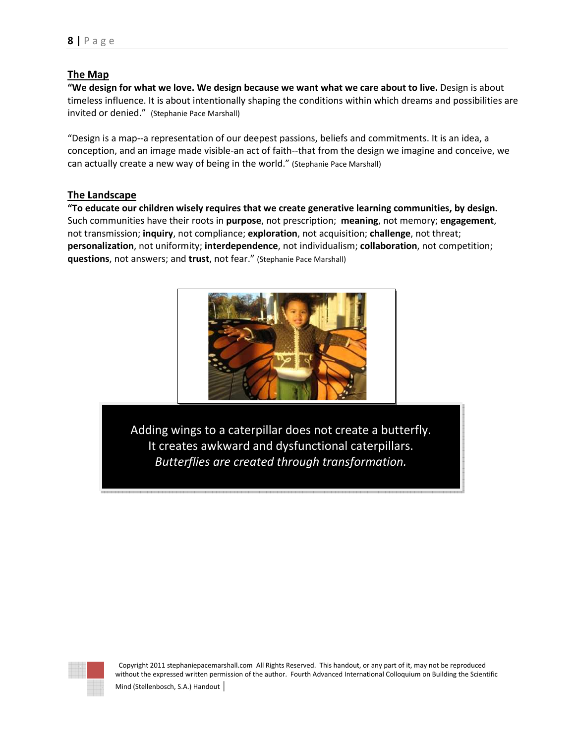## The Map

**"We design for what we love. We design because we want what we care about to live.** Design is about timeless influence. It is about intentionally shaping the conditions within which dreams and possibilities are invited or denied." (Stephanie Pace Marshall)

"Design is a map--a representation of our deepest passions, beliefs and commitments. It is an idea, a conception, and an image made visible-an act of faith--that from the design we imagine and conceive, we can actually create a new way of being in the world." (Stephanie Pace Marshall)

## The Landscape

**"To educate our children wisely requires that we create generative learning communities, by design.** Such communities have their roots in **purpose**, not prescription; **meaning**, not memory; **engagement**, not transmission; **inquiry**, not compliance; **exploration**, not acquisition; **challenge**, not threat; **personalization**, not uniformity; **interdependence**, not individualism; **collaboration**, not competition; **questions**, not answers; and **trust**, not fear." (Stephanie Pace Marshall)

Adding wings to a caterpillar does not create a butterfly.
It creates awkward and dysfunctional caterpillars.
*Butterflies are created through transformation.*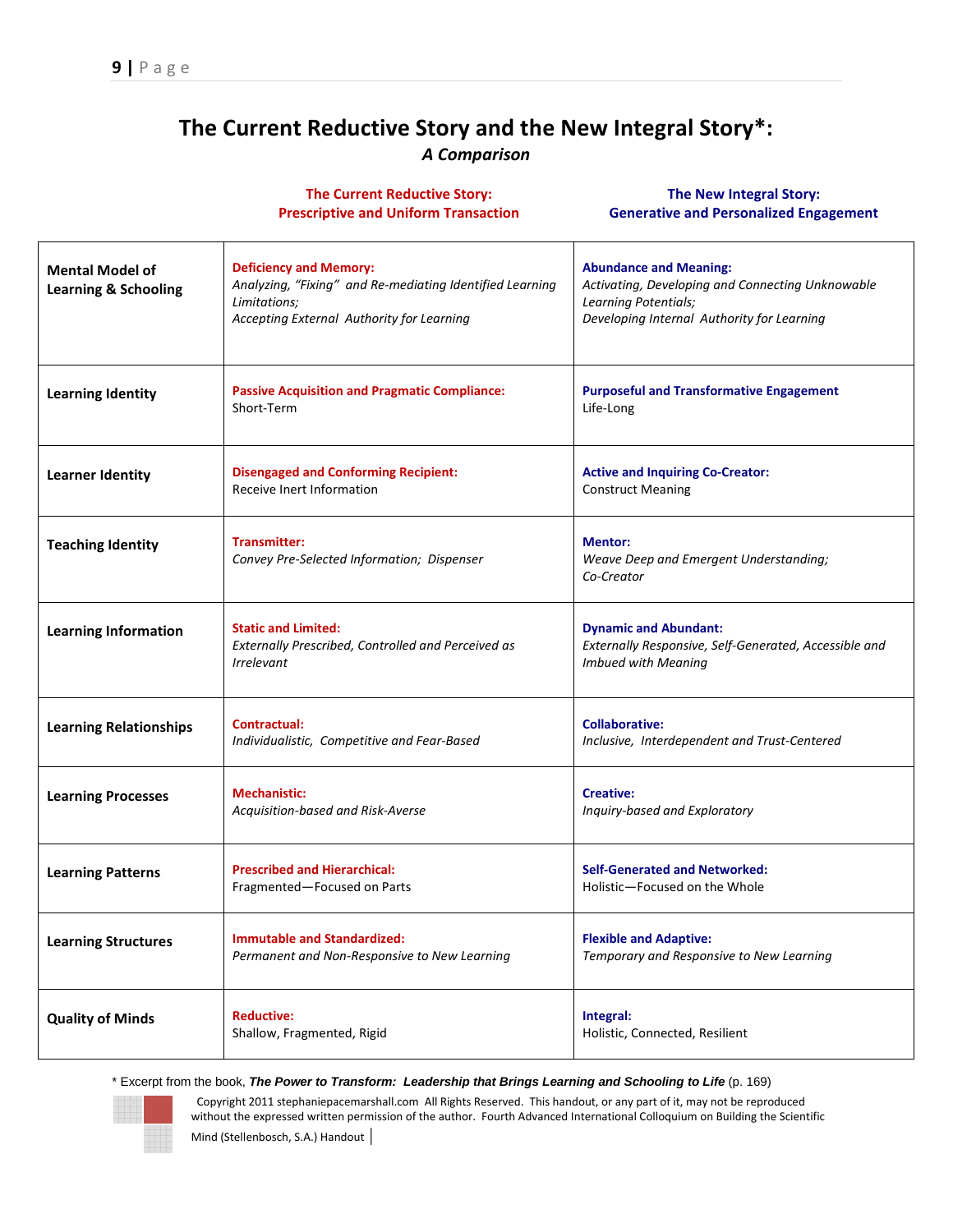# The Current Reductive Story and the New Integral Story*:

## *A Comparison*

| | **The Current Reductive Story: Prescriptive and Uniform Transaction** | **The New Integral Story: Generative and Personalized Engagement** |
|---|---|---|
| **Mental Model of Learning & Schooling** | **Deficiency and Memory:** *Analyzing, "Fixing" and Re-mediating Identified Learning Limitations; Accepting External Authority for Learning* | **Abundance and Meaning:** *Activating, Developing and Connecting Unknowable Learning Potentials; Developing Internal Authority for Learning* |
| **Learning Identity** | **Passive Acquisition and Pragmatic Compliance:** Short-Term | **Purposeful and Transformative Engagement** Life-Long |
| **Learner Identity** | **Disengaged and Conforming Recipient:** Receive Inert Information | **Active and Inquiring Co-Creator:** Construct Meaning |
| **Teaching Identity** | **Transmitter:** *Convey Pre-Selected Information; Dispenser* | **Mentor:** *Weave Deep and Emergent Understanding; Co-Creator* |
| **Learning Information** | **Static and Limited:** *Externally Prescribed, Controlled and Perceived as Irrelevant* | **Dynamic and Abundant:** *Externally Responsive, Self-Generated, Accessible and Imbued with Meaning* |
| **Learning Relationships** | **Contractual:** *Individualistic, Competitive and Fear-Based* | **Collaborative:** *Inclusive, Interdependent and Trust-Centered* |
| **Learning Processes** | **Mechanistic:** *Acquisition-based and Risk-Averse* | **Creative:** *Inquiry-based and Exploratory* |
| **Learning Patterns** | **Prescribed and Hierarchical:** Fragmented—Focused on Parts | **Self-Generated and Networked:** Holistic—Focused on the Whole |
| **Learning Structures** | **Immutable and Standardized:** *Permanent and Non-Responsive to New Learning* | **Flexible and Adaptive:** *Temporary and Responsive to New Learning* |
| **Quality of Minds** | **Reductive:** Shallow, Fragmented, Rigid | **Integral:** Holistic, Connected, Resilient |

\* Excerpt from the book, ***The Power to Transform: Leadership that Brings Learning and Schooling to Life*** (p. 169)

Copyright 2011 stephaniepacemarshall.com All Rights Reserved. This handout, or any part of it, may not be reproduced without the expressed written permission of the author. Fourth Advanced International Colloquium on Building the Scientific Mind (Stellenbosch, S.A.) Handout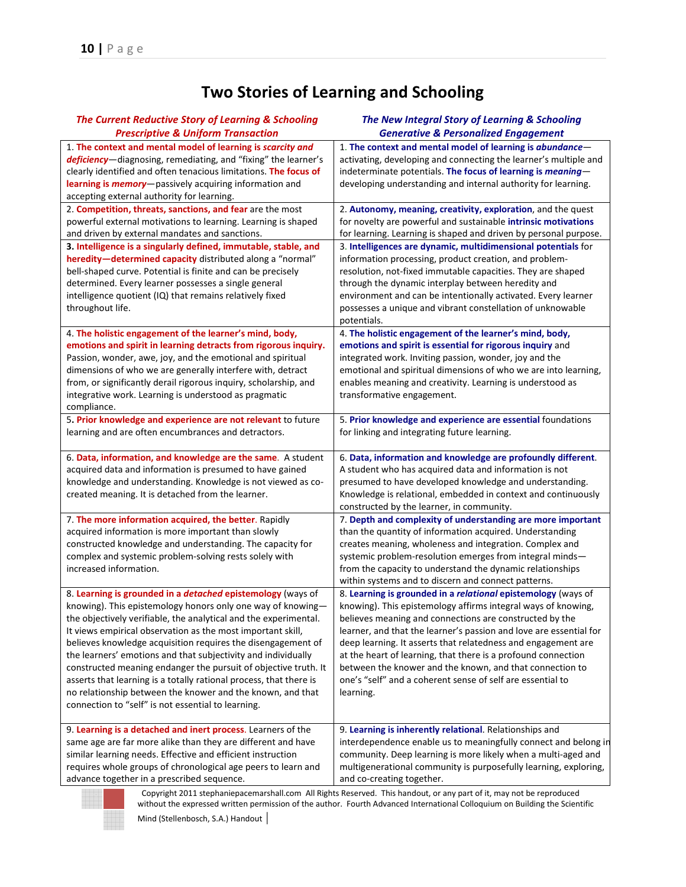# Two Stories of Learning and Schooling

| ***The Current Reductive Story of Learning & Schooling*** ***Prescriptive & Uniform Transaction*** | ***The New Integral Story of Learning & Schooling*** ***Generative & Personalized Engagement*** |
|---|---|
| 1. **The context and mental model of learning is *scarcity and deficiency***—diagnosing, remediating, and "fixing" the learner's clearly identified and often tenacious limitations. **The focus of learning is *memory***—passively acquiring information and accepting external authority for learning. | 1. **The context and mental model of learning is *abundance***—activating, developing and connecting the learner's multiple and indeterminate potentials. **The focus of learning is *meaning***—developing understanding and internal authority for learning. |
| 2. **Competition, threats, sanctions, and fear** are the most powerful external motivations to learning. Learning is shaped and driven by external mandates and sanctions. | 2. **Autonomy, meaning, creativity, exploration**, and the quest for novelty are powerful and sustainable **intrinsic motivations** for learning. Learning is shaped and driven by personal purpose. |
| **3. Intelligence is a singularly defined, immutable, stable, and heredity—determined capacity** distributed along a "normal" bell-shaped curve. Potential is finite and can be precisely determined. Every learner possesses a single general intelligence quotient (IQ) that remains relatively fixed throughout life. | 3. **Intelligences are dynamic, multidimensional potentials** for information processing, product creation, and problem-resolution, not-fixed immutable capacities. They are shaped through the dynamic interplay between heredity and environment and can be intentionally activated. Every learner possesses a unique and vibrant constellation of unknowable potentials. |
| 4. **The holistic engagement of the learner's mind, body, emotions and spirit in learning detracts from rigorous inquiry.** Passion, wonder, awe, joy, and the emotional and spiritual dimensions of who we are generally interfere with, detract from, or significantly derail rigorous inquiry, scholarship, and integrative work. Learning is understood as pragmatic compliance. | 4. **The holistic engagement of the learner's mind, body, emotions and spirit is essential for rigorous inquiry** and integrated work. Inviting passion, wonder, joy and the emotional and spiritual dimensions of who we are into learning, enables meaning and creativity. Learning is understood as transformative engagement. |
| 5**. Prior knowledge and experience are not relevant** to future learning and are often encumbrances and detractors. | 5. **Prior knowledge and experience are essential** foundations for linking and integrating future learning. |
| 6. **Data, information, and knowledge are the same**. A student acquired data and information is presumed to have gained knowledge and understanding. Knowledge is not viewed as co-created meaning. It is detached from the learner. | 6. **Data, information and knowledge are profoundly different**. A student who has acquired data and information is not presumed to have developed knowledge and understanding. Knowledge is relational, embedded in context and continuously constructed by the learner, in community. |
| 7. **The more information acquired, the better**. Rapidly acquired information is more important than slowly constructed knowledge and understanding. The capacity for complex and systemic problem-solving rests solely with increased information. | 7. **Depth and complexity of understanding are more important** than the quantity of information acquired. Understanding creates meaning, wholeness and integration. Complex and systemic problem-resolution emerges from integral minds—from the capacity to understand the dynamic relationships within systems and to discern and connect patterns. |
| 8. **Learning is grounded in a *detached* epistemology** (ways of knowing). This epistemology honors only one way of knowing—the objectively verifiable, the analytical and the experimental. It views empirical observation as the most important skill, believes knowledge acquisition requires the disengagement of the learners' emotions and that subjectivity and individually constructed meaning endanger the pursuit of objective truth. It asserts that learning is a totally rational process, that there is no relationship between the knower and the known, and that connection to "self" is not essential to learning. | 8. **Learning is grounded in a *relational* epistemology** (ways of knowing). This epistemology affirms integral ways of knowing, believes meaning and connections are constructed by the learner, and that the learner's passion and love are essential for deep learning. It asserts that relatedness and engagement are at the heart of learning, that there is a profound connection between the knower and the known, and that connection to one's "self" and a coherent sense of self are essential to learning. |
| 9. **Learning is a detached and inert process**. Learners of the same age are far more alike than they are different and have similar learning needs. Effective and efficient instruction requires whole groups of chronological age peers to learn and advance together in a prescribed sequence. | 9. **Learning is inherently relational**. Relationships and interdependence enable us to meaningfully connect and belong in community. Deep learning is more likely when a multi-aged and multigenerational community is purposefully learning, exploring, and co-creating together. |

Copyright 2011 stephaniepacemarshall.com All Rights Reserved. This handout, or any part of it, may not be reproduced without the expressed written permission of the author. Fourth Advanced International Colloquium on Building the Scientific Mind (Stellenbosch, S.A.) Handout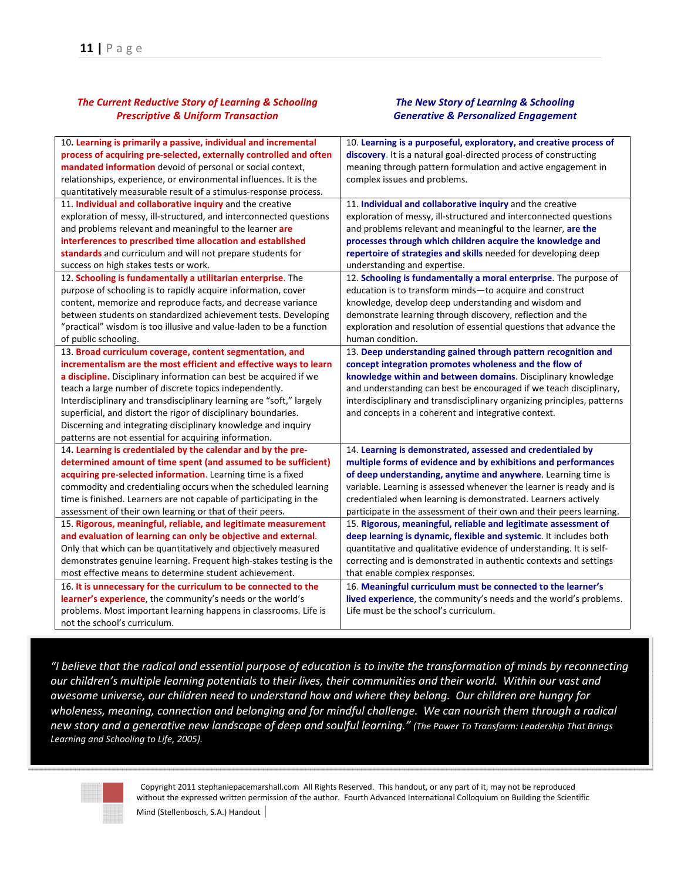| *The Current Reductive Story of Learning & Schooling*<br>*Prescriptive & Uniform Transaction* | *The New Story of Learning & Schooling*<br>*Generative & Personalized Engagement* |
|---|---|
| 10. **Learning is primarily a passive, individual and incremental process of acquiring pre-selected, externally controlled and often mandated information** devoid of personal or social context, relationships, experience, or environmental influences. It is the quantitatively measurable result of a stimulus-response process. | 10. **Learning is a purposeful, exploratory, and creative process of discovery**. It is a natural goal-directed process of constructing meaning through pattern formulation and active engagement in complex issues and problems. |
| 11. **Individual and collaborative inquiry** and the creative exploration of messy, ill-structured, and interconnected questions and problems relevant and meaningful to the learner **are interferences to prescribed time allocation and established standards** and curriculum and will not prepare students for success on high stakes tests or work. | 11. **Individual and collaborative inquiry** and the creative exploration of messy, ill-structured and interconnected questions and problems relevant and meaningful to the learner, **are the processes through which children acquire the knowledge and repertoire of strategies and skills** needed for developing deep understanding and expertise. |
| 12. **Schooling is fundamentally a utilitarian enterprise**. The purpose of schooling is to rapidly acquire information, cover content, memorize and reproduce facts, and decrease variance between students on standardized achievement tests. Developing "practical" wisdom is too illusive and value-laden to be a function of public schooling. | 12. **Schooling is fundamentally a moral enterprise**. The purpose of education is to transform minds—to acquire and construct knowledge, develop deep understanding and wisdom and demonstrate learning through discovery, reflection and the exploration and resolution of essential questions that advance the human condition. |
| 13. **Broad curriculum coverage, content segmentation, and incrementalism are the most efficient and effective ways to learn a discipline.** Disciplinary information can best be acquired if we teach a large number of discrete topics independently. Interdisciplinary and transdisciplinary learning are "soft," largely superficial, and distort the rigor of disciplinary boundaries. Discerning and integrating disciplinary knowledge and inquiry patterns are not essential for acquiring information. | 13. **Deep understanding gained through pattern recognition and concept integration promotes wholeness and the flow of knowledge within and between domains**. Disciplinary knowledge and understanding can best be encouraged if we teach disciplinary, interdisciplinary and transdisciplinary organizing principles, patterns and concepts in a coherent and integrative context. |
| 14. **Learning is credentialed by the calendar and by the pre-determined amount of time spent (and assumed to be sufficient) acquiring pre-selected information**. Learning time is a fixed commodity and credentialing occurs when the scheduled learning time is finished. Learners are not capable of participating in the assessment of their own learning or that of their peers. | 14. **Learning is demonstrated, assessed and credentialed by multiple forms of evidence and by exhibitions and performances of deep understanding, anytime and anywhere**. Learning time is variable. Learning is assessed whenever the learner is ready and is credentialed when learning is demonstrated. Learners actively participate in the assessment of their own and their peers learning. |
| 15. **Rigorous, meaningful, reliable, and legitimate measurement and evaluation of learning can only be objective and external**. Only that which can be quantitatively and objectively measured demonstrates genuine learning. Frequent high-stakes testing is the most effective means to determine student achievement. | 15. **Rigorous, meaningful, reliable and legitimate assessment of deep learning is dynamic, flexible and systemic**. It includes both quantitative and qualitative evidence of understanding. It is self-correcting and is demonstrated in authentic contexts and settings that enable complex responses. |
| 16. **It is unnecessary for the curriculum to be connected to the learner's experience**, the community's needs or the world's problems. Most important learning happens in classrooms. Life is not the school's curriculum. | 16. **Meaningful curriculum must be connected to the learner's lived experience**, the community's needs and the world's problems. Life must be the school's curriculum. |

*"I believe that the radical and essential purpose of education is to invite the transformation of minds by reconnecting our children's multiple learning potentials to their lives, their communities and their world. Within our vast and awesome universe, our children need to understand how and where they belong. Our children are hungry for wholeness, meaning, connection and belonging and for mindful challenge. We can nourish them through a radical new story and a generative new landscape of deep and soulful learning." (The Power To Transform: Leadership That Brings Learning and Schooling to Life, 2005).*

Copyright 2011 stephaniepacemarshall.com All Rights Reserved. This handout, or any part of it, may not be reproduced without the expressed written permission of the author. Fourth Advanced International Colloquium on Building the Scientific Mind (Stellenbosch, S.A.) Handout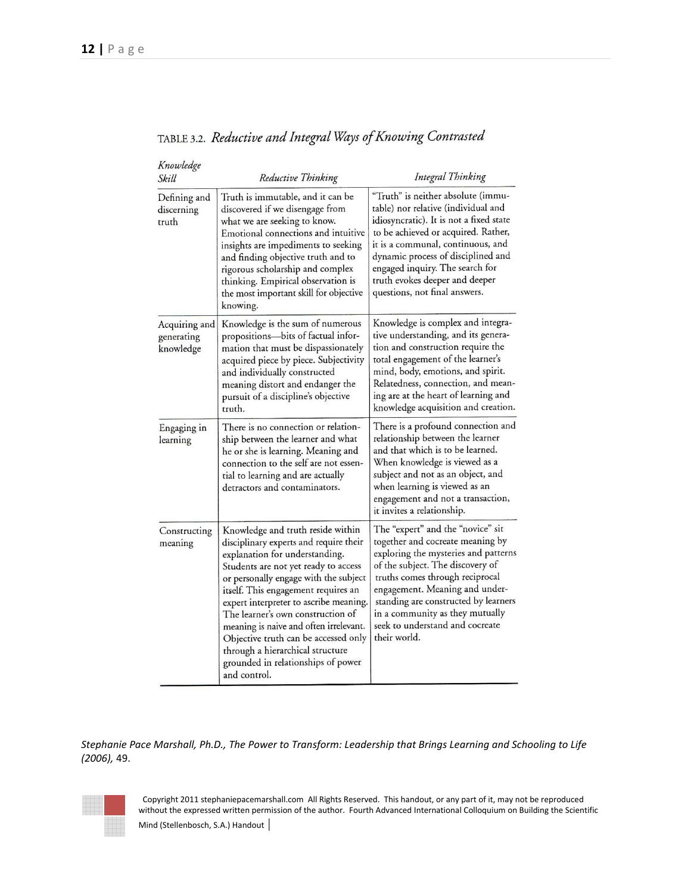TABLE 3.2. *Reductive and Integral Ways of Knowing Contrasted*

| *Knowledge Skill* | *Reductive Thinking* | *Integral Thinking* |
|---|---|---|
| Defining and discerning truth | Truth is immutable, and it can be discovered if we disengage from what we are seeking to know. Emotional connections and intuitive insights are impediments to seeking and finding objective truth and to rigorous scholarship and complex thinking. Empirical observation is the most important skill for objective knowing. | "Truth" is neither absolute (immutable) nor relative (individual and idiosyncratic). It is not a fixed state to be achieved or acquired. Rather, it is a communal, continuous, and dynamic process of disciplined and engaged inquiry. The search for truth evokes deeper and deeper questions, not final answers. |
| Acquiring and generating knowledge | Knowledge is the sum of numerous propositions—bits of factual information that must be dispassionately acquired piece by piece. Subjectivity and individually constructed meaning distort and endanger the pursuit of a discipline's objective truth. | Knowledge is complex and integrative understanding, and its generation and construction require the total engagement of the learner's mind, body, emotions, and spirit. Relatedness, connection, and meaning are at the heart of learning and knowledge acquisition and creation. |
| Engaging in learning | There is no connection or relationship between the learner and what he or she is learning. Meaning and connection to the self are not essential to learning and are actually detractors and contaminators. | There is a profound connection and relationship between the learner and that which is to be learned. When knowledge is viewed as a subject and not as an object, and when learning is viewed as an engagement and not a transaction, it invites a relationship. |
| Constructing meaning | Knowledge and truth reside within disciplinary experts and require their explanation for understanding. Students are not yet ready to access or personally engage with the subject itself. This engagement requires an expert interpreter to ascribe meaning. The learner's own construction of meaning is naive and often irrelevant. Objective truth can be accessed only through a hierarchical structure grounded in relationships of power and control. | The "expert" and the "novice" sit together and cocreate meaning by exploring the mysteries and patterns of the subject. The discovery of truths comes through reciprocal engagement. Meaning and understanding are constructed by learners in a community as they mutually seek to understand and cocreate their world. |

*Stephanie Pace Marshall, Ph.D., The Power to Transform: Leadership that Brings Learning and Schooling to Life (2006),* 49.

Copyright 2011 stephaniepacemarshall.com All Rights Reserved. This handout, or any part of it, may not be reproduced without the expressed written permission of the author. Fourth Advanced International Colloquium on Building the Scientific Mind (Stellenbosch, S.A.) Handout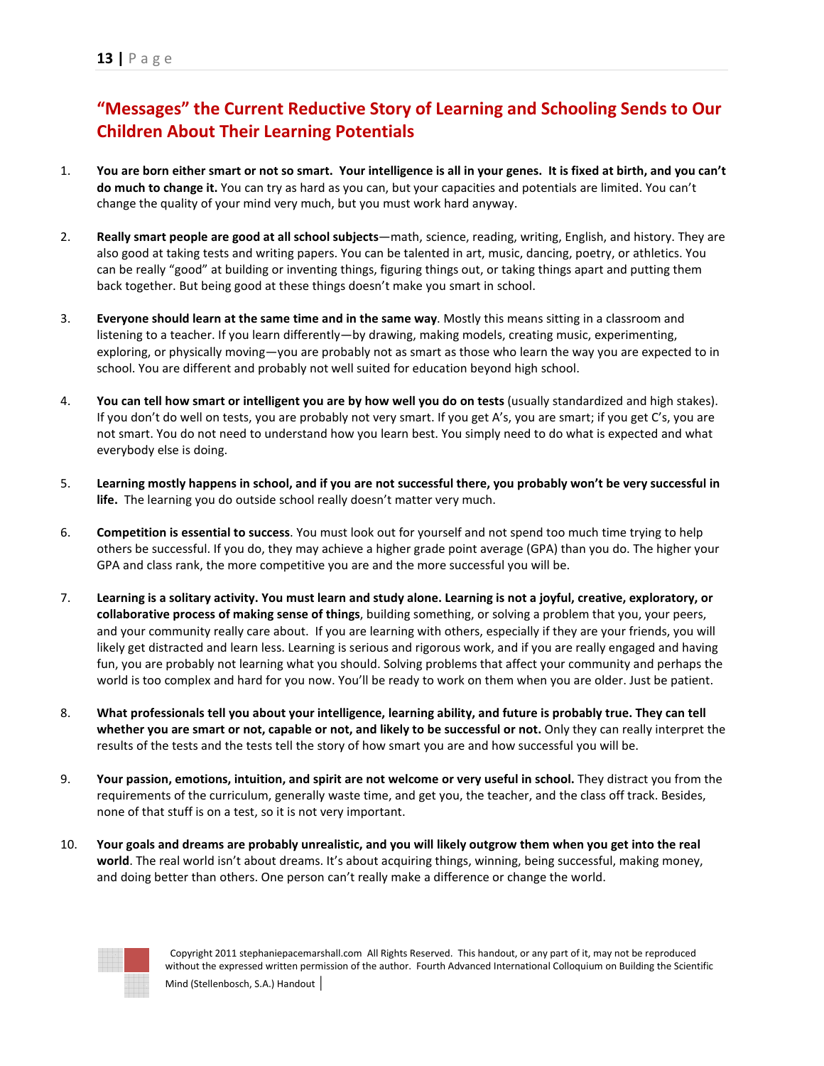## "Messages" the Current Reductive Story of Learning and Schooling Sends to Our Children About Their Learning Potentials

1. **You are born either smart or not so smart. Your intelligence is all in your genes. It is fixed at birth, and you can't do much to change it.** You can try as hard as you can, but your capacities and potentials are limited. You can't change the quality of your mind very much, but you must work hard anyway.

2. **Really smart people are good at all school subjects**—math, science, reading, writing, English, and history. They are also good at taking tests and writing papers. You can be talented in art, music, dancing, poetry, or athletics. You can be really "good" at building or inventing things, figuring things out, or taking things apart and putting them back together. But being good at these things doesn't make you smart in school.

3. **Everyone should learn at the same time and in the same way**. Mostly this means sitting in a classroom and listening to a teacher. If you learn differently—by drawing, making models, creating music, experimenting, exploring, or physically moving—you are probably not as smart as those who learn the way you are expected to in school. You are different and probably not well suited for education beyond high school.

4. **You can tell how smart or intelligent you are by how well you do on tests** (usually standardized and high stakes). If you don't do well on tests, you are probably not very smart. If you get A's, you are smart; if you get C's, you are not smart. You do not need to understand how you learn best. You simply need to do what is expected and what everybody else is doing.

5. **Learning mostly happens in school, and if you are not successful there, you probably won't be very successful in life.** The learning you do outside school really doesn't matter very much.

6. **Competition is essential to success**. You must look out for yourself and not spend too much time trying to help others be successful. If you do, they may achieve a higher grade point average (GPA) than you do. The higher your GPA and class rank, the more competitive you are and the more successful you will be.

7. **Learning is a solitary activity. You must learn and study alone. Learning is not a joyful, creative, exploratory, or collaborative process of making sense of things**, building something, or solving a problem that you, your peers, and your community really care about. If you are learning with others, especially if they are your friends, you will likely get distracted and learn less. Learning is serious and rigorous work, and if you are really engaged and having fun, you are probably not learning what you should. Solving problems that affect your community and perhaps the world is too complex and hard for you now. You'll be ready to work on them when you are older. Just be patient.

8. **What professionals tell you about your intelligence, learning ability, and future is probably true. They can tell whether you are smart or not, capable or not, and likely to be successful or not.** Only they can really interpret the results of the tests and the tests tell the story of how smart you are and how successful you will be.

9. **Your passion, emotions, intuition, and spirit are not welcome or very useful in school.** They distract you from the requirements of the curriculum, generally waste time, and get you, the teacher, and the class off track. Besides, none of that stuff is on a test, so it is not very important.

10. **Your goals and dreams are probably unrealistic, and you will likely outgrow them when you get into the real world**. The real world isn't about dreams. It's about acquiring things, winning, being successful, making money, and doing better than others. One person can't really make a difference or change the world.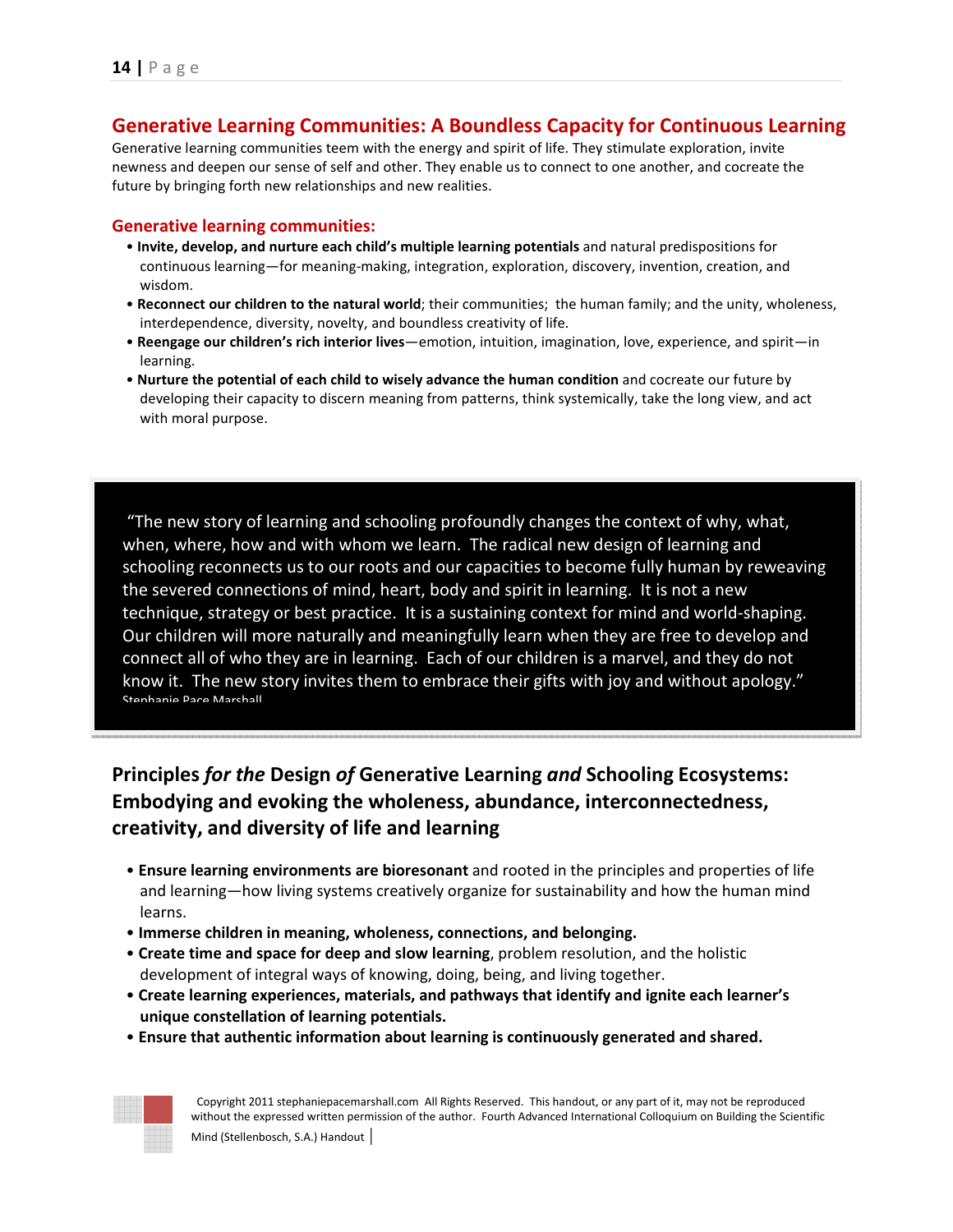## Generative Learning Communities: A Boundless Capacity for Continuous Learning

Generative learning communities teem with the energy and spirit of life. They stimulate exploration, invite newness and deepen our sense of self and other. They enable us to connect to one another, and cocreate the future by bringing forth new relationships and new realities.

### Generative learning communities:

- **Invite, develop, and nurture each child's multiple learning potentials** and natural predispositions for continuous learning—for meaning-making, integration, exploration, discovery, invention, creation, and wisdom.
- **Reconnect our children to the natural world**; their communities; the human family; and the unity, wholeness, interdependence, diversity, novelty, and boundless creativity of life.
- **Reengage our children's rich interior lives**—emotion, intuition, imagination, love, experience, and spirit—in learning.
- **Nurture the potential of each child to wisely advance the human condition** and cocreate our future by developing their capacity to discern meaning from patterns, think systemically, take the long view, and act with moral purpose.

> "The new story of learning and schooling profoundly changes the context of why, what, when, where, how and with whom we learn. The radical new design of learning and schooling reconnects us to our roots and our capacities to become fully human by reweaving the severed connections of mind, heart, body and spirit in learning. It is not a new technique, strategy or best practice. It is a sustaining context for mind and world-shaping. Our children will more naturally and meaningfully learn when they are free to develop and connect all of who they are in learning. Each of our children is a marvel, and they do not know it. The new story invites them to embrace their gifts with joy and without apology."
> Stephanie Pace Marshall

## Principles *for the* Design *of* Generative Learning *and* Schooling Ecosystems: Embodying and evoking the wholeness, abundance, interconnectedness, creativity, and diversity of life and learning

- **Ensure learning environments are bioresonant** and rooted in the principles and properties of life and learning—how living systems creatively organize for sustainability and how the human mind learns.
- **Immerse children in meaning, wholeness, connections, and belonging.**
- **Create time and space for deep and slow learning**, problem resolution, and the holistic development of integral ways of knowing, doing, being, and living together.
- **Create learning experiences, materials, and pathways that identify and ignite each learner's unique constellation of learning potentials.**
- **Ensure that authentic information about learning is continuously generated and shared.**

Copyright 2011 stephaniepacemarshall.com All Rights Reserved. This handout, or any part of it, may not be reproduced without the expressed written permission of the author. Fourth Advanced International Colloquium on Building the Scientific Mind (Stellenbosch, S.A.) Handout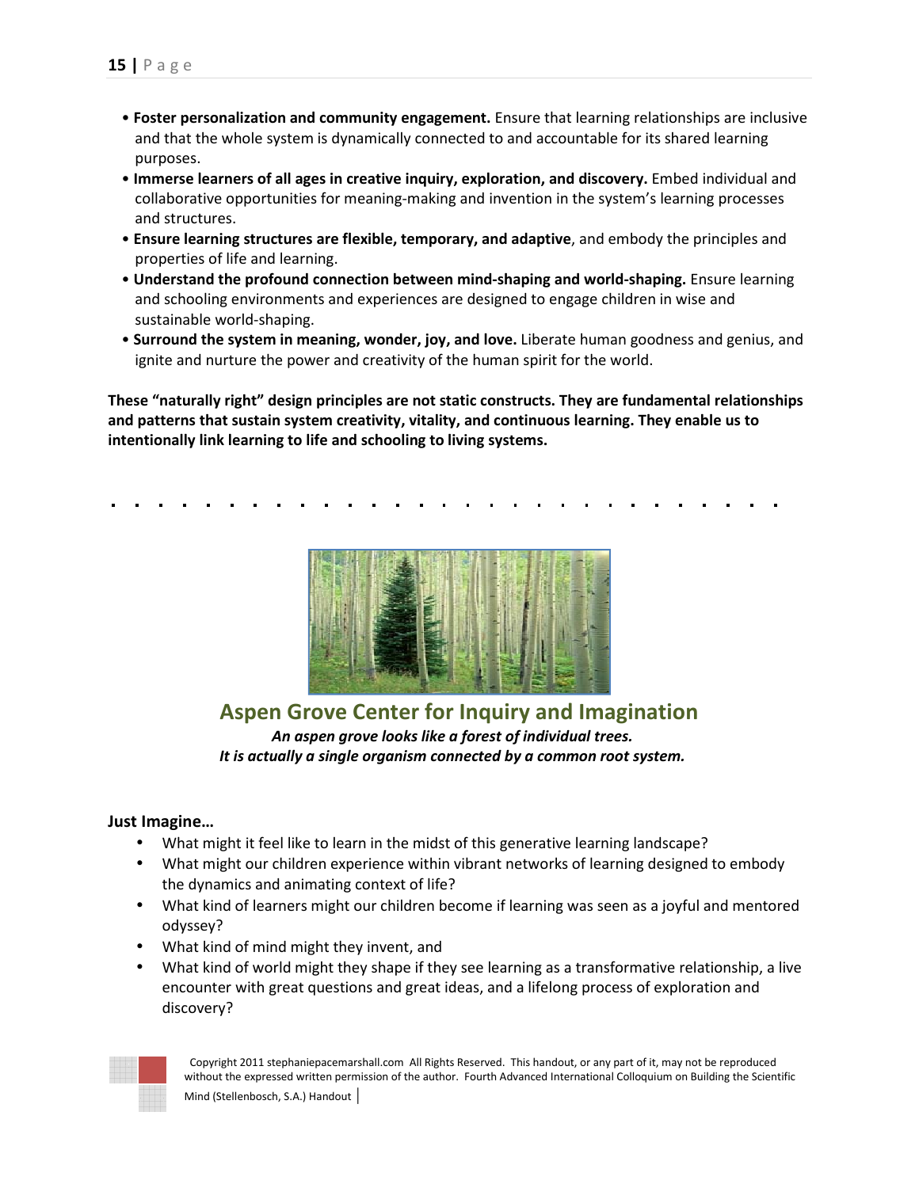- **Foster personalization and community engagement.** Ensure that learning relationships are inclusive and that the whole system is dynamically connected to and accountable for its shared learning purposes.
- **Immerse learners of all ages in creative inquiry, exploration, and discovery.** Embed individual and collaborative opportunities for meaning-making and invention in the system's learning processes and structures.
- **Ensure learning structures are flexible, temporary, and adaptive**, and embody the principles and properties of life and learning.
- **Understand the profound connection between mind-shaping and world-shaping.** Ensure learning and schooling environments and experiences are designed to engage children in wise and sustainable world-shaping.
- **Surround the system in meaning, wonder, joy, and love.** Liberate human goodness and genius, and ignite and nurture the power and creativity of the human spirit for the world.

**These "naturally right" design principles are not static constructs. They are fundamental relationships and patterns that sustain system creativity, vitality, and continuous learning. They enable us to intentionally link learning to life and schooling to living systems.**

## Aspen Grove Center for Inquiry and Imagination

***An aspen grove looks like a forest of individual trees.***
***It is actually a single organism connected by a common root system.***

**Just Imagine…**

- What might it feel like to learn in the midst of this generative learning landscape?
- What might our children experience within vibrant networks of learning designed to embody the dynamics and animating context of life?
- What kind of learners might our children become if learning was seen as a joyful and mentored odyssey?
- What kind of mind might they invent, and
- What kind of world might they shape if they see learning as a transformative relationship, a live encounter with great questions and great ideas, and a lifelong process of exploration and discovery?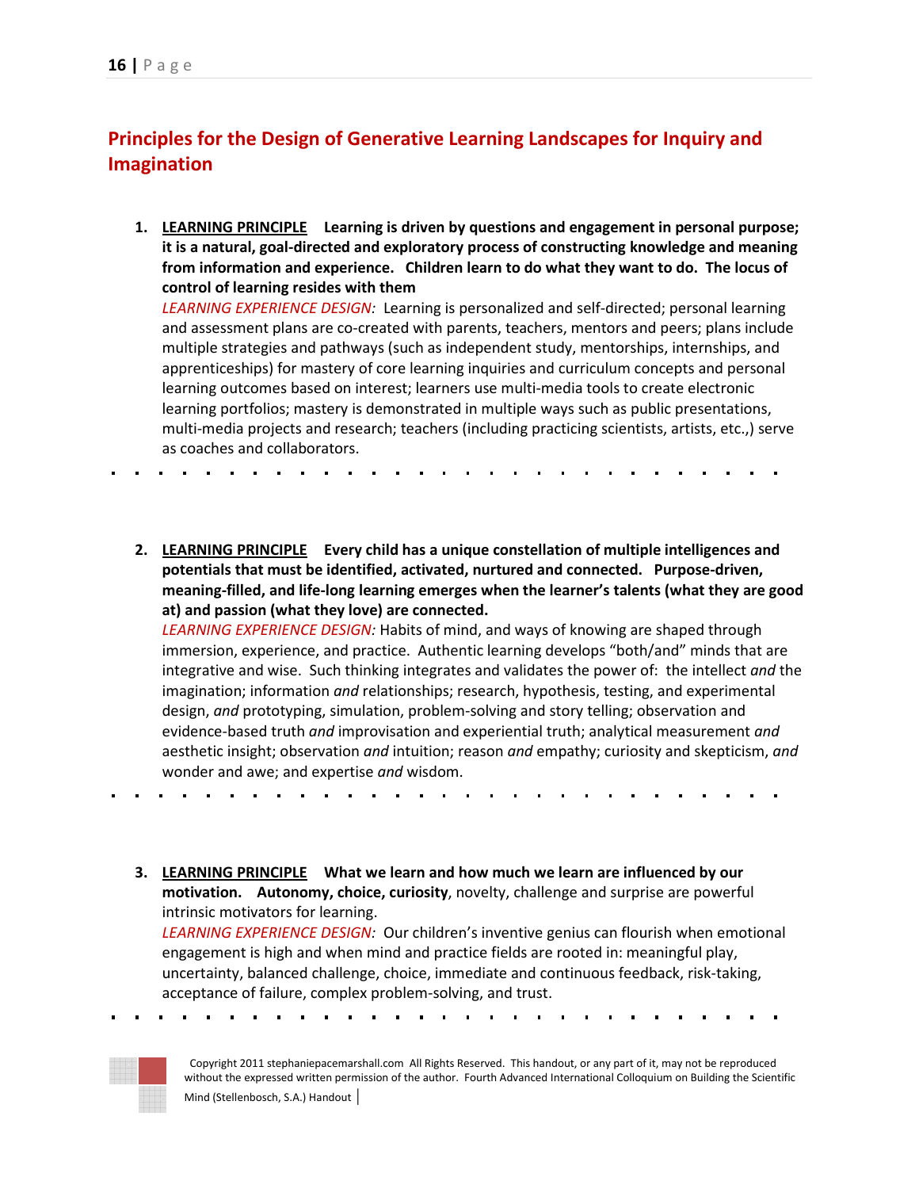## Principles for the Design of Generative Learning Landscapes for Inquiry and Imagination

1. **<u>LEARNING PRINCIPLE</u>** **Learning is driven by questions and engagement in personal purpose; it is a natural, goal-directed and exploratory process of constructing knowledge and meaning from information and experience. Children learn to do what they want to do. The locus of control of learning resides with them**
   *LEARNING EXPERIENCE DESIGN:* Learning is personalized and self-directed; personal learning and assessment plans are co-created with parents, teachers, mentors and peers; plans include multiple strategies and pathways (such as independent study, mentorships, internships, and apprenticeships) for mastery of core learning inquiries and curriculum concepts and personal learning outcomes based on interest; learners use multi-media tools to create electronic learning portfolios; mastery is demonstrated in multiple ways such as public presentations, multi-media projects and research; teachers (including practicing scientists, artists, etc.,) serve as coaches and collaborators.

2. **<u>LEARNING PRINCIPLE</u>** **Every child has a unique constellation of multiple intelligences and potentials that must be identified, activated, nurtured and connected. Purpose-driven, meaning-filled, and life-long learning emerges when the learner's talents (what they are good at) and passion (what they love) are connected.**
   *LEARNING EXPERIENCE DESIGN:* Habits of mind, and ways of knowing are shaped through immersion, experience, and practice. Authentic learning develops "both/and" minds that are integrative and wise. Such thinking integrates and validates the power of: the intellect *and* the imagination; information *and* relationships; research, hypothesis, testing, and experimental design, *and* prototyping, simulation, problem-solving and story telling; observation and evidence-based truth *and* improvisation and experiential truth; analytical measurement *and* aesthetic insight; observation *and* intuition; reason *and* empathy; curiosity and skepticism, *and* wonder and awe; and expertise *and* wisdom.

3. **<u>LEARNING PRINCIPLE</u>** **What we learn and how much we learn are influenced by our motivation. Autonomy, choice, curiosity**, novelty, challenge and surprise are powerful intrinsic motivators for learning.
   *LEARNING EXPERIENCE DESIGN:* Our children's inventive genius can flourish when emotional engagement is high and when mind and practice fields are rooted in: meaningful play, uncertainty, balanced challenge, choice, immediate and continuous feedback, risk-taking, acceptance of failure, complex problem-solving, and trust.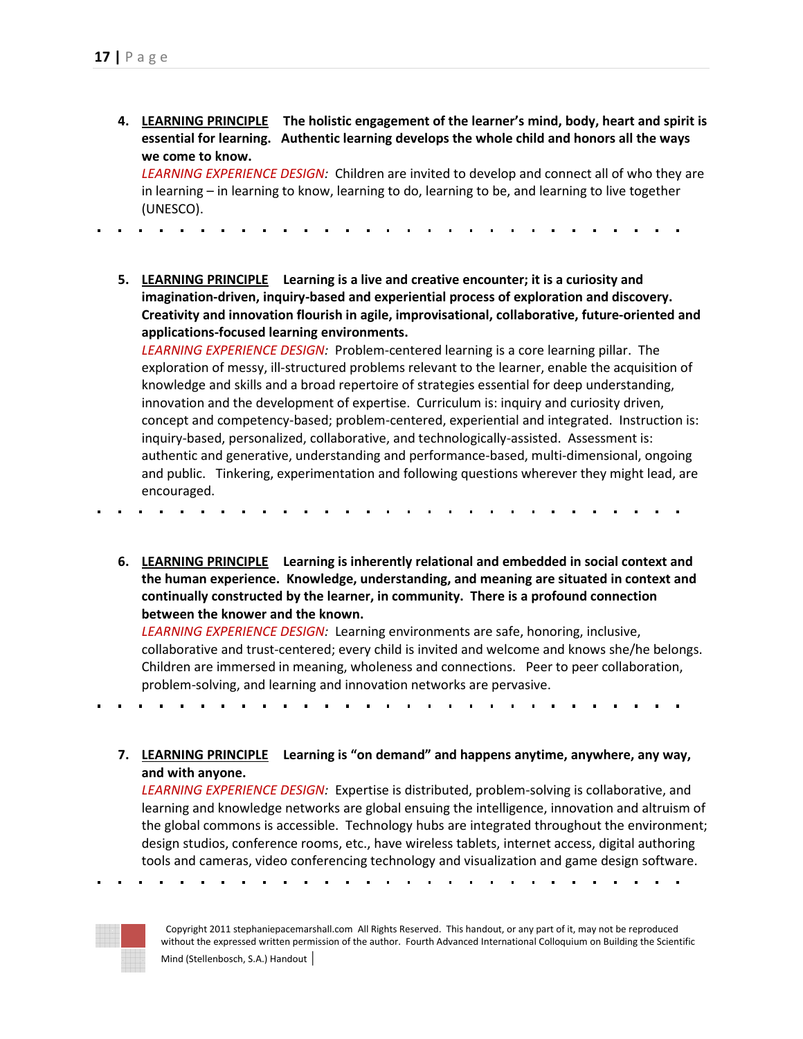4. <u>**LEARNING PRINCIPLE**</u> **The holistic engagement of the learner's mind, body, heart and spirit is essential for learning. Authentic learning develops the whole child and honors all the ways we come to know.**
   *LEARNING EXPERIENCE DESIGN:* Children are invited to develop and connect all of who they are in learning – in learning to know, learning to do, learning to be, and learning to live together (UNESCO).

---

5. <u>**LEARNING PRINCIPLE**</u> **Learning is a live and creative encounter; it is a curiosity and imagination-driven, inquiry-based and experiential process of exploration and discovery. Creativity and innovation flourish in agile, improvisational, collaborative, future-oriented and applications-focused learning environments.**
   *LEARNING EXPERIENCE DESIGN:* Problem-centered learning is a core learning pillar. The exploration of messy, ill-structured problems relevant to the learner, enable the acquisition of knowledge and skills and a broad repertoire of strategies essential for deep understanding, innovation and the development of expertise. Curriculum is: inquiry and curiosity driven, concept and competency-based; problem-centered, experiential and integrated. Instruction is: inquiry-based, personalized, collaborative, and technologically-assisted. Assessment is: authentic and generative, understanding and performance-based, multi-dimensional, ongoing and public. Tinkering, experimentation and following questions wherever they might lead, are encouraged.

---

6. <u>**LEARNING PRINCIPLE**</u> **Learning is inherently relational and embedded in social context and the human experience. Knowledge, understanding, and meaning are situated in context and continually constructed by the learner, in community. There is a profound connection between the knower and the known.**
   *LEARNING EXPERIENCE DESIGN:* Learning environments are safe, honoring, inclusive, collaborative and trust-centered; every child is invited and welcome and knows she/he belongs. Children are immersed in meaning, wholeness and connections. Peer to peer collaboration, problem-solving, and learning and innovation networks are pervasive.

---

7. <u>**LEARNING PRINCIPLE**</u> **Learning is "on demand" and happens anytime, anywhere, any way, and with anyone.**
   *LEARNING EXPERIENCE DESIGN:* Expertise is distributed, problem-solving is collaborative, and learning and knowledge networks are global ensuing the intelligence, innovation and altruism of the global commons is accessible. Technology hubs are integrated throughout the environment; design studios, conference rooms, etc., have wireless tablets, internet access, digital authoring tools and cameras, video conferencing technology and visualization and game design software.

---

Copyright 2011 stephaniepacemarshall.com All Rights Reserved. This handout, or any part of it, may not be reproduced without the expressed written permission of the author. Fourth Advanced International Colloquium on Building the Scientific Mind (Stellenbosch, S.A.) Handout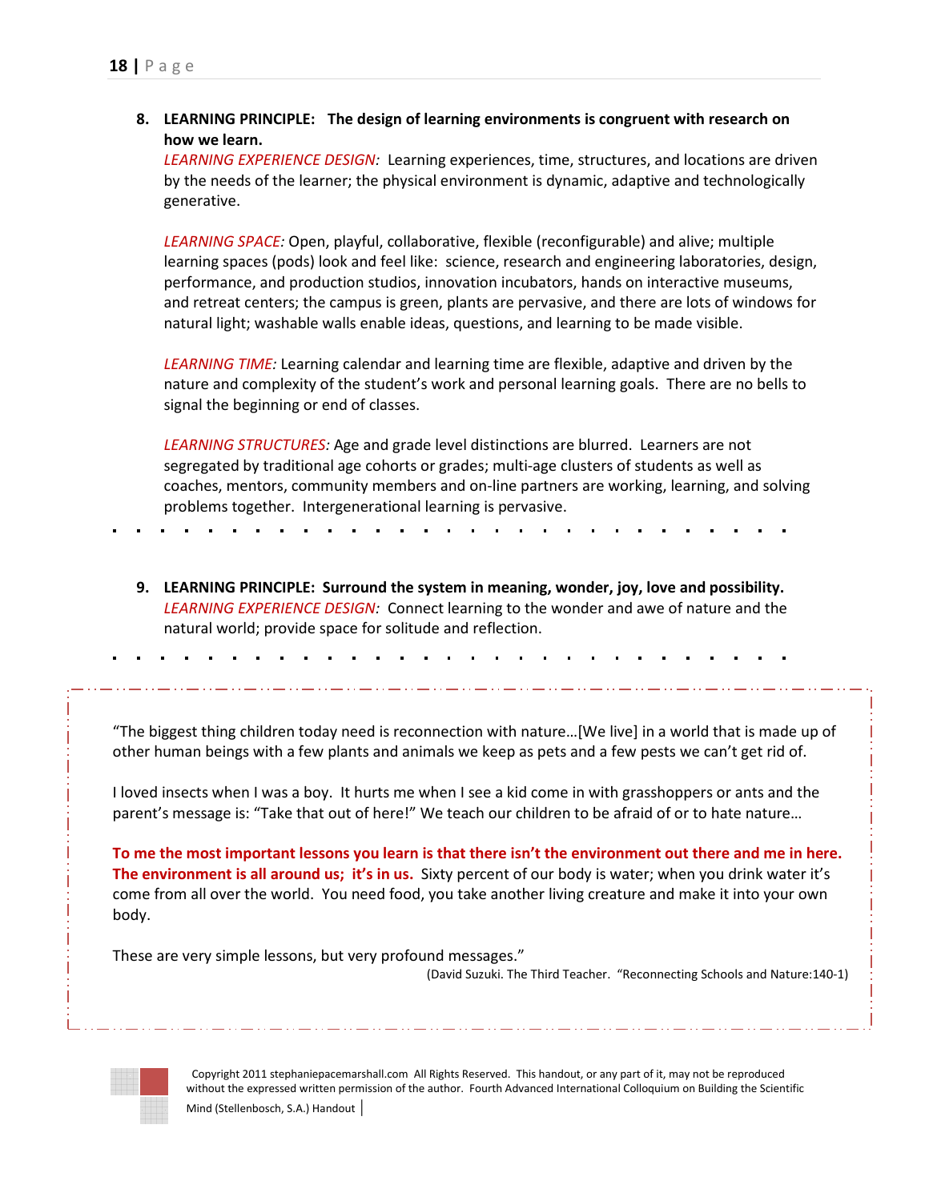8. **LEARNING PRINCIPLE: The design of learning environments is congruent with research on how we learn.**

   *LEARNING EXPERIENCE DESIGN:* Learning experiences, time, structures, and locations are driven by the needs of the learner; the physical environment is dynamic, adaptive and technologically generative.

   *LEARNING SPACE:* Open, playful, collaborative, flexible (reconfigurable) and alive; multiple learning spaces (pods) look and feel like: science, research and engineering laboratories, design, performance, and production studios, innovation incubators, hands on interactive museums, and retreat centers; the campus is green, plants are pervasive, and there are lots of windows for natural light; washable walls enable ideas, questions, and learning to be made visible.

   *LEARNING TIME:* Learning calendar and learning time are flexible, adaptive and driven by the nature and complexity of the student's work and personal learning goals. There are no bells to signal the beginning or end of classes.

   *LEARNING STRUCTURES:* Age and grade level distinctions are blurred. Learners are not segregated by traditional age cohorts or grades; multi-age clusters of students as well as coaches, mentors, community members and on-line partners are working, learning, and solving problems together. Intergenerational learning is pervasive.

9. **LEARNING PRINCIPLE: Surround the system in meaning, wonder, joy, love and possibility.**

   *LEARNING EXPERIENCE DESIGN:* Connect learning to the wonder and awe of nature and the natural world; provide space for solitude and reflection.

---

"The biggest thing children today need is reconnection with nature…[We live] in a world that is made up of other human beings with a few plants and animals we keep as pets and a few pests we can't get rid of.

I loved insects when I was a boy. It hurts me when I see a kid come in with grasshoppers or ants and the parent's message is: "Take that out of here!" We teach our children to be afraid of or to hate nature…

**To me the most important lessons you learn is that there isn't the environment out there and me in here. The environment is all around us; it's in us.** Sixty percent of our body is water; when you drink water it's come from all over the world. You need food, you take another living creature and make it into your own body.

These are very simple lessons, but very profound messages."

(David Suzuki. The Third Teacher. "Reconnecting Schools and Nature:140-1)

Copyright 2011 stephaniepacemarshall.com All Rights Reserved. This handout, or any part of it, may not be reproduced without the expressed written permission of the author. Fourth Advanced International Colloquium on Building the Scientific Mind (Stellenbosch, S.A.) Handout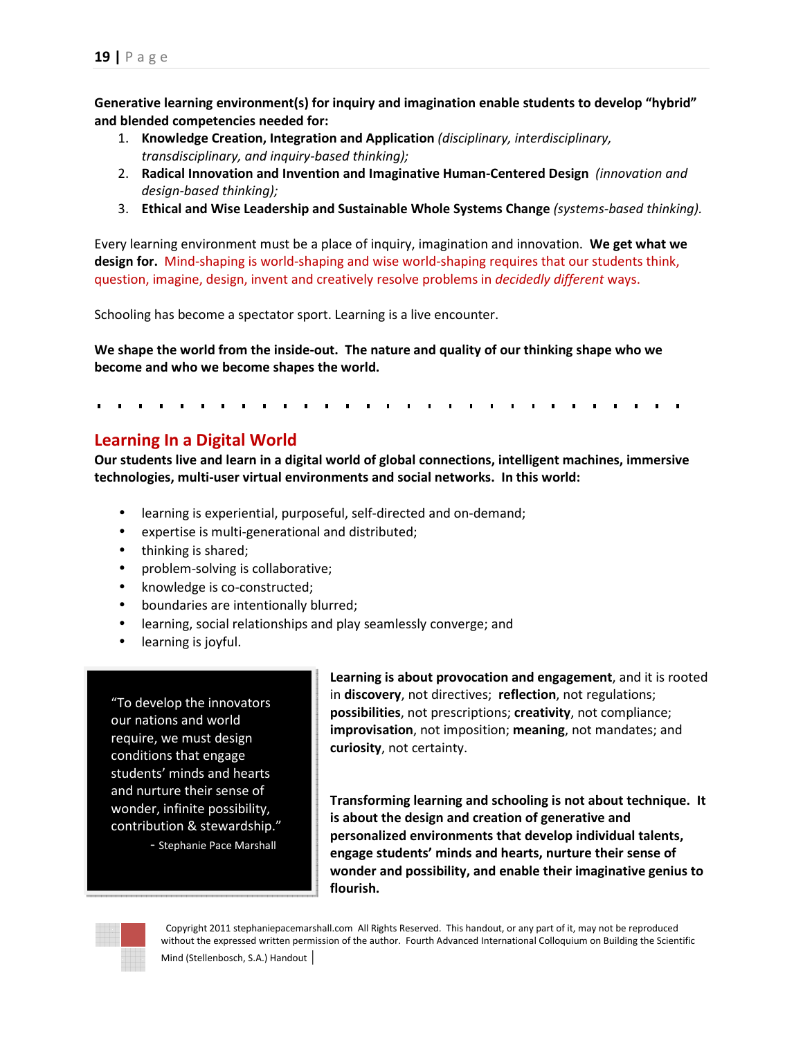**Generative learning environment(s) for inquiry and imagination enable students to develop "hybrid" and blended competencies needed for:**

1. **Knowledge Creation, Integration and Application** *(disciplinary, interdisciplinary, transdisciplinary, and inquiry-based thinking);*
2. **Radical Innovation and Invention and Imaginative Human-Centered Design** *(innovation and design-based thinking);*
3. **Ethical and Wise Leadership and Sustainable Whole Systems Change** *(systems-based thinking).*

Every learning environment must be a place of inquiry, imagination and innovation. **We get what we design for.** Mind-shaping is world-shaping and wise world-shaping requires that our students think, question, imagine, design, invent and creatively resolve problems in *decidedly different* ways.

Schooling has become a spectator sport. Learning is a live encounter.

**We shape the world from the inside-out. The nature and quality of our thinking shape who we become and who we become shapes the world.**

---

## Learning In a Digital World

**Our students live and learn in a digital world of global connections, intelligent machines, immersive technologies, multi-user virtual environments and social networks. In this world:**

- learning is experiential, purposeful, self-directed and on-demand;
- expertise is multi-generational and distributed;
- thinking is shared;
- problem-solving is collaborative;
- knowledge is co-constructed;
- boundaries are intentionally blurred;
- learning, social relationships and play seamlessly converge; and
- learning is joyful.

> "To develop the innovators our nations and world require, we must design conditions that engage students' minds and hearts and nurture their sense of wonder, infinite possibility, contribution & stewardship."
>
> \- Stephanie Pace Marshall

**Learning is about provocation and engagement**, and it is rooted in **discovery**, not directives; **reflection**, not regulations; **possibilities**, not prescriptions; **creativity**, not compliance; **improvisation**, not imposition; **meaning**, not mandates; and **curiosity**, not certainty.

**Transforming learning and schooling is not about technique. It is about the design and creation of generative and personalized environments that develop individual talents, engage students' minds and hearts, nurture their sense of wonder and possibility, and enable their imaginative genius to flourish.**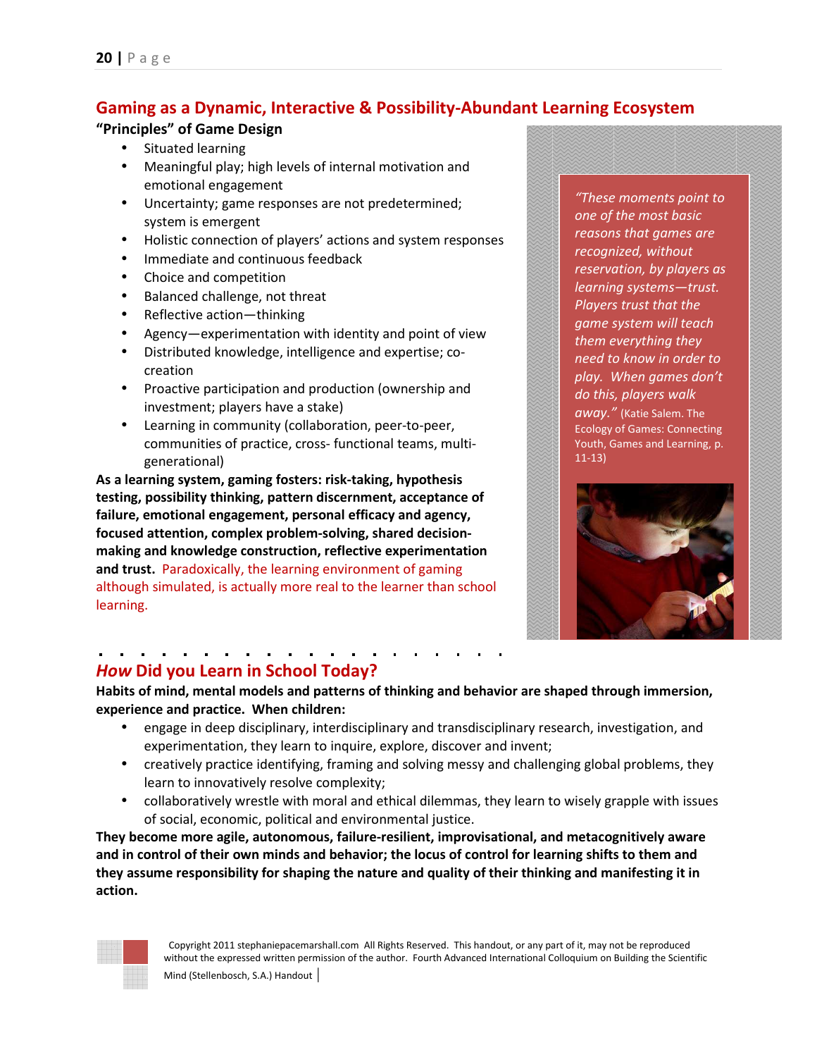## Gaming as a Dynamic, Interactive & Possibility-Abundant Learning Ecosystem

**"Principles" of Game Design**

- Situated learning
- Meaningful play; high levels of internal motivation and emotional engagement
- Uncertainty; game responses are not predetermined; system is emergent
- Holistic connection of players' actions and system responses
- Immediate and continuous feedback
- Choice and competition
- Balanced challenge, not threat
- Reflective action—thinking
- Agency—experimentation with identity and point of view
- Distributed knowledge, intelligence and expertise; co-creation
- Proactive participation and production (ownership and investment; players have a stake)
- Learning in community (collaboration, peer-to-peer, communities of practice, cross- functional teams, multi-generational)

**As a learning system, gaming fosters: risk-taking, hypothesis testing, possibility thinking, pattern discernment, acceptance of failure, emotional engagement, personal efficacy and agency, focused attention, complex problem-solving, shared decision-making and knowledge construction, reflective experimentation and trust.** Paradoxically, the learning environment of gaming although simulated, is actually more real to the learner than school learning.

*"These moments point to one of the most basic reasons that games are recognized, without reservation, by players as learning systems—trust. Players trust that the game system will teach them everything they need to know in order to play. When games don't do this, players walk away."* (Katie Salem. The Ecology of Games: Connecting Youth, Games and Learning, p. 11-13)

## *How* Did you Learn in School Today?

**Habits of mind, mental models and patterns of thinking and behavior are shaped through immersion, experience and practice. When children:**

- engage in deep disciplinary, interdisciplinary and transdisciplinary research, investigation, and experimentation, they learn to inquire, explore, discover and invent;
- creatively practice identifying, framing and solving messy and challenging global problems, they learn to innovatively resolve complexity;
- collaboratively wrestle with moral and ethical dilemmas, they learn to wisely grapple with issues of social, economic, political and environmental justice.

**They become more agile, autonomous, failure-resilient, improvisational, and metacognitively aware and in control of their own minds and behavior; the locus of control for learning shifts to them and they assume responsibility for shaping the nature and quality of their thinking and manifesting it in action.**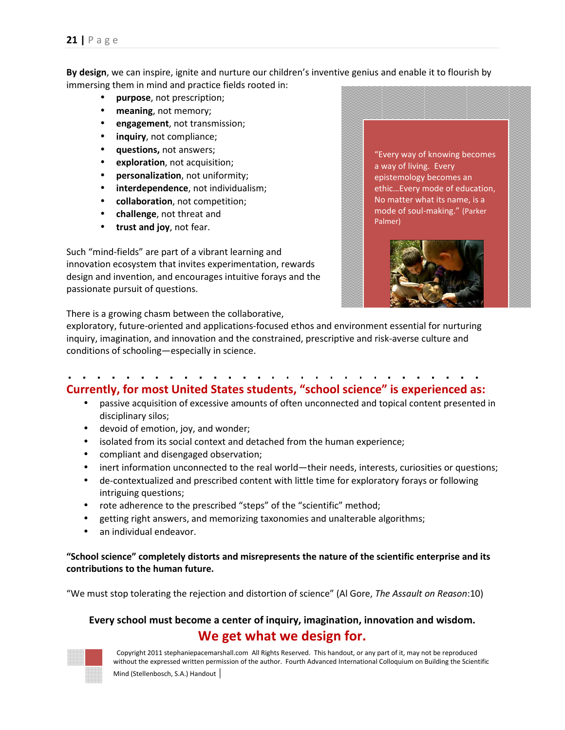**By design**, we can inspire, ignite and nurture our children's inventive genius and enable it to flourish by immersing them in mind and practice fields rooted in:

- **purpose**, not prescription;
- **meaning**, not memory;
- **engagement**, not transmission;
- **inquiry**, not compliance;
- **questions,** not answers;
- **exploration**, not acquisition;
- **personalization**, not uniformity;
- **interdependence**, not individualism;
- **collaboration**, not competition;
- **challenge**, not threat and
- **trust and joy**, not fear.

> "Every way of knowing becomes a way of living. Every epistemology becomes an ethic…Every mode of education, No matter what its name, is a mode of soul-making." (Parker Palmer)

Such "mind-fields" are part of a vibrant learning and innovation ecosystem that invites experimentation, rewards design and invention, and encourages intuitive forays and the passionate pursuit of questions.

There is a growing chasm between the collaborative, exploratory, future-oriented and applications-focused ethos and environment essential for nurturing inquiry, imagination, and innovation and the constrained, prescriptive and risk-averse culture and conditions of schooling—especially in science.

## Currently, for most United States students, "school science" is experienced as:

- passive acquisition of excessive amounts of often unconnected and topical content presented in disciplinary silos;
- devoid of emotion, joy, and wonder;
- isolated from its social context and detached from the human experience;
- compliant and disengaged observation;
- inert information unconnected to the real world—their needs, interests, curiosities or questions;
- de-contextualized and prescribed content with little time for exploratory forays or following intriguing questions;
- rote adherence to the prescribed "steps" of the "scientific" method;
- getting right answers, and memorizing taxonomies and unalterable algorithms;
- an individual endeavor.

**"School science" completely distorts and misrepresents the nature of the scientific enterprise and its contributions to the human future.**

"We must stop tolerating the rejection and distortion of science" (Al Gore, *The Assault on Reason*:10)

**Every school must become a center of inquiry, imagination, innovation and wisdom.**

**We get what we design for.**

Copyright 2011 stephaniepacemarshall.com All Rights Reserved. This handout, or any part of it, may not be reproduced without the expressed written permission of the author. Fourth Advanced International Colloquium on Building the Scientific Mind (Stellenbosch, S.A.) Handout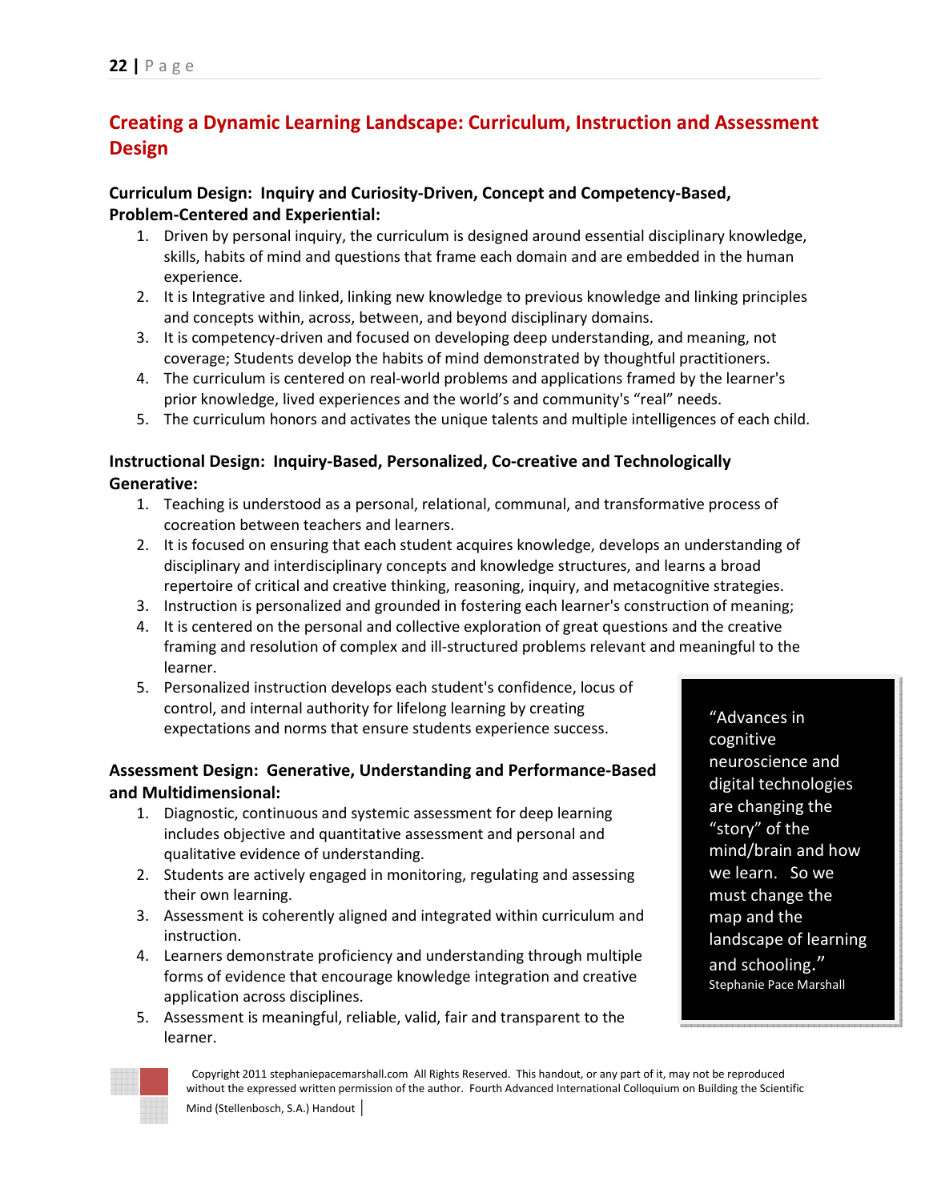## Creating a Dynamic Learning Landscape: Curriculum, Instruction and Assessment Design

### Curriculum Design: Inquiry and Curiosity-Driven, Concept and Competency-Based, Problem-Centered and Experiential:

1. Driven by personal inquiry, the curriculum is designed around essential disciplinary knowledge, skills, habits of mind and questions that frame each domain and are embedded in the human experience.
2. It is Integrative and linked, linking new knowledge to previous knowledge and linking principles and concepts within, across, between, and beyond disciplinary domains.
3. It is competency-driven and focused on developing deep understanding, and meaning, not coverage; Students develop the habits of mind demonstrated by thoughtful practitioners.
4. The curriculum is centered on real-world problems and applications framed by the learner's prior knowledge, lived experiences and the world's and community's "real" needs.
5. The curriculum honors and activates the unique talents and multiple intelligences of each child.

### Instructional Design: Inquiry-Based, Personalized, Co-creative and Technologically Generative:

1. Teaching is understood as a personal, relational, communal, and transformative process of cocreation between teachers and learners.
2. It is focused on ensuring that each student acquires knowledge, develops an understanding of disciplinary and interdisciplinary concepts and knowledge structures, and learns a broad repertoire of critical and creative thinking, reasoning, inquiry, and metacognitive strategies.
3. Instruction is personalized and grounded in fostering each learner's construction of meaning;
4. It is centered on the personal and collective exploration of great questions and the creative framing and resolution of complex and ill-structured problems relevant and meaningful to the learner.
5. Personalized instruction develops each student's confidence, locus of control, and internal authority for lifelong learning by creating expectations and norms that ensure students experience success.

### Assessment Design: Generative, Understanding and Performance-Based and Multidimensional:

1. Diagnostic, continuous and systemic assessment for deep learning includes objective and quantitative assessment and personal and qualitative evidence of understanding.
2. Students are actively engaged in monitoring, regulating and assessing their own learning.
3. Assessment is coherently aligned and integrated within curriculum and instruction.
4. Learners demonstrate proficiency and understanding through multiple forms of evidence that encourage knowledge integration and creative application across disciplines.
5. Assessment is meaningful, reliable, valid, fair and transparent to the learner.

> "Advances in cognitive neuroscience and digital technologies are changing the "story" of the mind/brain and how we learn. So we must change the map and the landscape of learning and schooling."
> Stephanie Pace Marshall

Copyright 2011 stephaniepacemarshall.com All Rights Reserved. This handout, or any part of it, may not be reproduced without the expressed written permission of the author. Fourth Advanced International Colloquium on Building the Scientific Mind (Stellenbosch, S.A.) Handout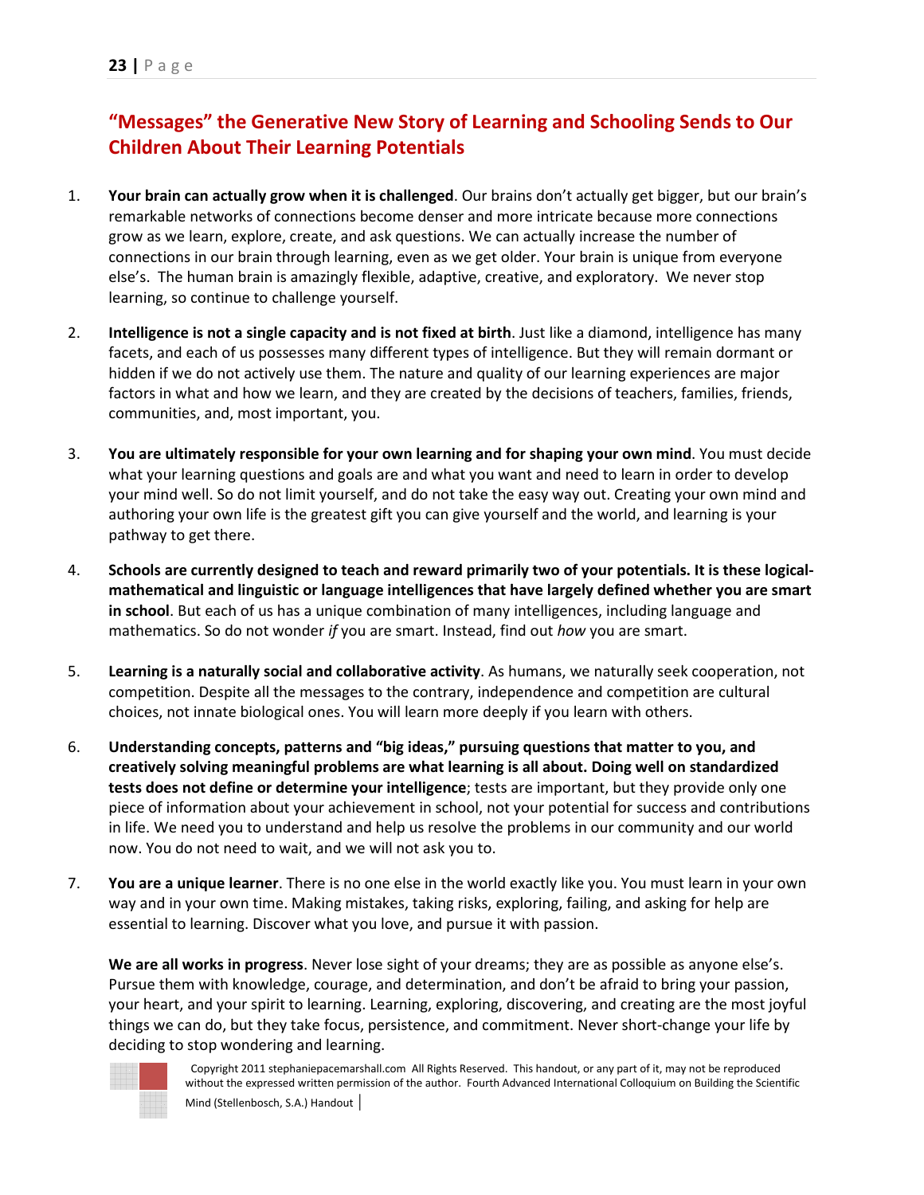## "Messages" the Generative New Story of Learning and Schooling Sends to Our Children About Their Learning Potentials

1. **Your brain can actually grow when it is challenged**. Our brains don't actually get bigger, but our brain's remarkable networks of connections become denser and more intricate because more connections grow as we learn, explore, create, and ask questions. We can actually increase the number of connections in our brain through learning, even as we get older. Your brain is unique from everyone else's. The human brain is amazingly flexible, adaptive, creative, and exploratory. We never stop learning, so continue to challenge yourself.

2. **Intelligence is not a single capacity and is not fixed at birth**. Just like a diamond, intelligence has many facets, and each of us possesses many different types of intelligence. But they will remain dormant or hidden if we do not actively use them. The nature and quality of our learning experiences are major factors in what and how we learn, and they are created by the decisions of teachers, families, friends, communities, and, most important, you.

3. **You are ultimately responsible for your own learning and for shaping your own mind**. You must decide what your learning questions and goals are and what you want and need to learn in order to develop your mind well. So do not limit yourself, and do not take the easy way out. Creating your own mind and authoring your own life is the greatest gift you can give yourself and the world, and learning is your pathway to get there.

4. **Schools are currently designed to teach and reward primarily two of your potentials. It is these logical-mathematical and linguistic or language intelligences that have largely defined whether you are smart in school**. But each of us has a unique combination of many intelligences, including language and mathematics. So do not wonder *if* you are smart. Instead, find out *how* you are smart.

5. **Learning is a naturally social and collaborative activity**. As humans, we naturally seek cooperation, not competition. Despite all the messages to the contrary, independence and competition are cultural choices, not innate biological ones. You will learn more deeply if you learn with others.

6. **Understanding concepts, patterns and "big ideas," pursuing questions that matter to you, and creatively solving meaningful problems are what learning is all about. Doing well on standardized tests does not define or determine your intelligence**; tests are important, but they provide only one piece of information about your achievement in school, not your potential for success and contributions in life. We need you to understand and help us resolve the problems in our community and our world now. You do not need to wait, and we will not ask you to.

7. **You are a unique learner**. There is no one else in the world exactly like you. You must learn in your own way and in your own time. Making mistakes, taking risks, exploring, failing, and asking for help are essential to learning. Discover what you love, and pursue it with passion.

   **We are all works in progress**. Never lose sight of your dreams; they are as possible as anyone else's. Pursue them with knowledge, courage, and determination, and don't be afraid to bring your passion, your heart, and your spirit to learning. Learning, exploring, discovering, and creating are the most joyful things we can do, but they take focus, persistence, and commitment. Never short-change your life by deciding to stop wondering and learning.

Copyright 2011 stephaniepacemarshall.com All Rights Reserved. This handout, or any part of it, may not be reproduced without the expressed written permission of the author. Fourth Advanced International Colloquium on Building the Scientific Mind (Stellenbosch, S.A.) Handout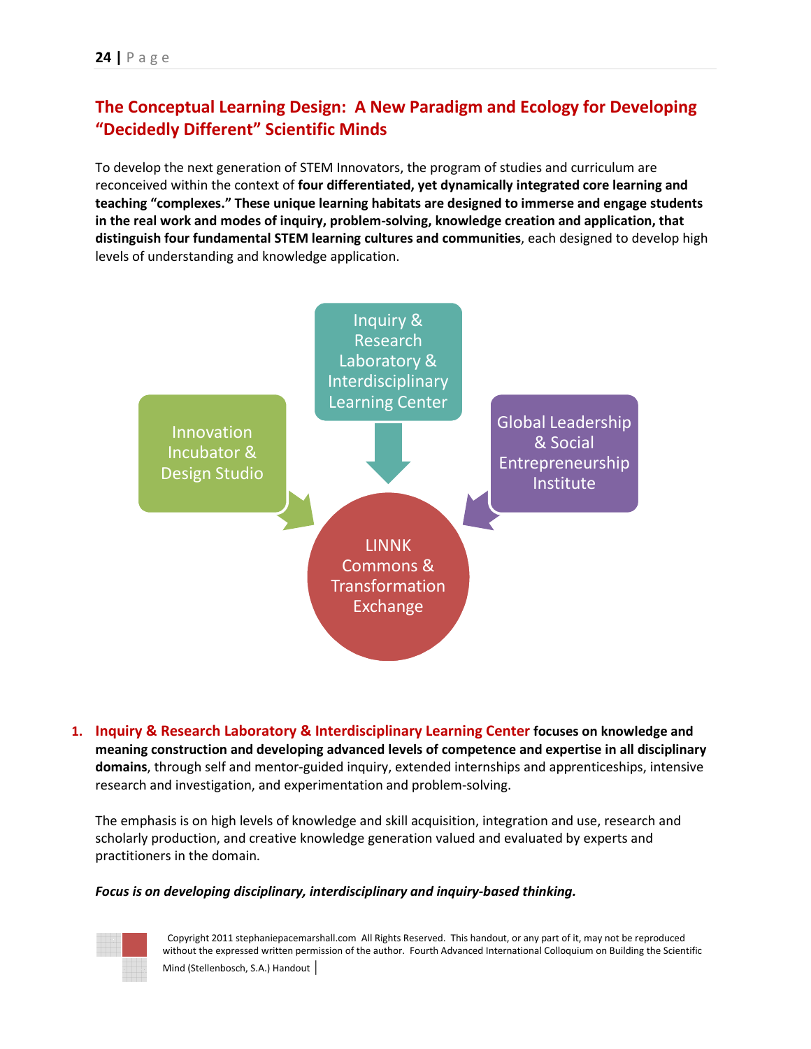## The Conceptual Learning Design: A New Paradigm and Ecology for Developing "Decidedly Different" Scientific Minds

To develop the next generation of STEM Innovators, the program of studies and curriculum are reconceived within the context of **four differentiated, yet dynamically integrated core learning and teaching "complexes." These unique learning habitats are designed to immerse and engage students in the real work and modes of inquiry, problem-solving, knowledge creation and application, that distinguish four fundamental STEM learning cultures and communities**, each designed to develop high levels of understanding and knowledge application.

Inquiry & Research Laboratory & Interdisciplinary Learning Center

Innovation Incubator & Design Studio

Global Leadership & Social Entrepreneurship Institute

LINNK Commons & Transformation Exchange

1. **Inquiry & Research Laboratory & Interdisciplinary Learning Center focuses on knowledge and meaning construction and developing advanced levels of competence and expertise in all disciplinary domains**, through self and mentor-guided inquiry, extended internships and apprenticeships, intensive research and investigation, and experimentation and problem-solving.

   The emphasis is on high levels of knowledge and skill acquisition, integration and use, research and scholarly production, and creative knowledge generation valued and evaluated by experts and practitioners in the domain.

   ***Focus is on developing disciplinary, interdisciplinary and inquiry-based thinking.***

Copyright 2011 stephaniepacemarshall.com All Rights Reserved. This handout, or any part of it, may not be reproduced without the expressed written permission of the author. Fourth Advanced International Colloquium on Building the Scientific Mind (Stellenbosch, S.A.) Handout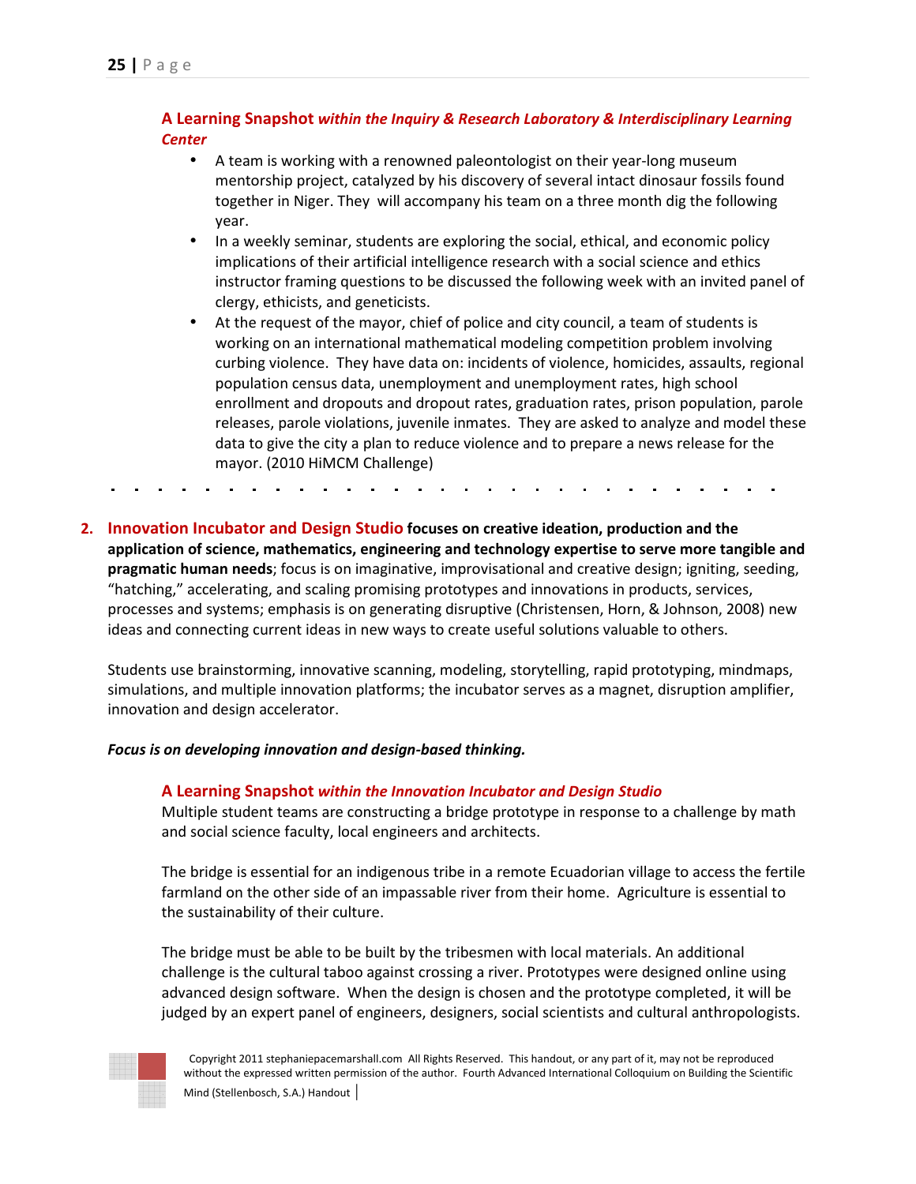**A Learning Snapshot** ***within the Inquiry & Research Laboratory & Interdisciplinary Learning Center***

- A team is working with a renowned paleontologist on their year-long museum mentorship project, catalyzed by his discovery of several intact dinosaur fossils found together in Niger. They will accompany his team on a three month dig the following year.
- In a weekly seminar, students are exploring the social, ethical, and economic policy implications of their artificial intelligence research with a social science and ethics instructor framing questions to be discussed the following week with an invited panel of clergy, ethicists, and geneticists.
- At the request of the mayor, chief of police and city council, a team of students is working on an international mathematical modeling competition problem involving curbing violence. They have data on: incidents of violence, homicides, assaults, regional population census data, unemployment and unemployment rates, high school enrollment and dropouts and dropout rates, graduation rates, prison population, parole releases, parole violations, juvenile inmates. They are asked to analyze and model these data to give the city a plan to reduce violence and to prepare a news release for the mayor. (2010 HiMCM Challenge)

---

2. **Innovation Incubator and Design Studio focuses on creative ideation, production and the application of science, mathematics, engineering and technology expertise to serve more tangible and pragmatic human needs**; focus is on imaginative, improvisational and creative design; igniting, seeding, "hatching," accelerating, and scaling promising prototypes and innovations in products, services, processes and systems; emphasis is on generating disruptive (Christensen, Horn, & Johnson, 2008) new ideas and connecting current ideas in new ways to create useful solutions valuable to others.

Students use brainstorming, innovative scanning, modeling, storytelling, rapid prototyping, mindmaps, simulations, and multiple innovation platforms; the incubator serves as a magnet, disruption amplifier, innovation and design accelerator.

***Focus is on developing innovation and design-based thinking.***

**A Learning Snapshot** ***within the Innovation Incubator and Design Studio***

Multiple student teams are constructing a bridge prototype in response to a challenge by math and social science faculty, local engineers and architects.

The bridge is essential for an indigenous tribe in a remote Ecuadorian village to access the fertile farmland on the other side of an impassable river from their home. Agriculture is essential to the sustainability of their culture.

The bridge must be able to be built by the tribesmen with local materials. An additional challenge is the cultural taboo against crossing a river. Prototypes were designed online using advanced design software. When the design is chosen and the prototype completed, it will be judged by an expert panel of engineers, designers, social scientists and cultural anthropologists.

Copyright 2011 stephaniepacemarshall.com All Rights Reserved. This handout, or any part of it, may not be reproduced without the expressed written permission of the author. Fourth Advanced International Colloquium on Building the Scientific Mind (Stellenbosch, S.A.) Handout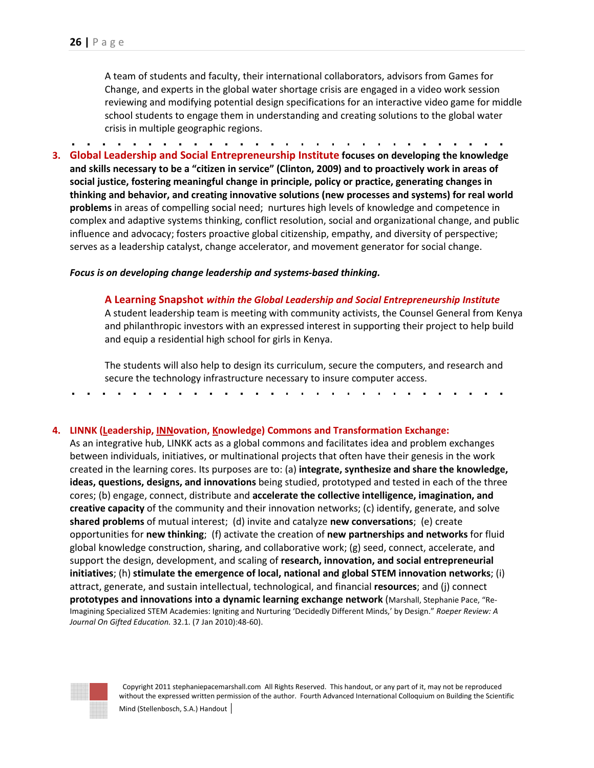A team of students and faculty, their international collaborators, advisors from Games for Change, and experts in the global water shortage crisis are engaged in a video work session reviewing and modifying potential design specifications for an interactive video game for middle school students to engage them in understanding and creating solutions to the global water crisis in multiple geographic regions.

3. **Global Leadership and Social Entrepreneurship Institute focuses on developing the knowledge and skills necessary to be a "citizen in service" (Clinton, 2009) and to proactively work in areas of social justice, fostering meaningful change in principle, policy or practice, generating changes in thinking and behavior, and creating innovative solutions (new processes and systems) for real world problems** in areas of compelling social need; nurtures high levels of knowledge and competence in complex and adaptive systems thinking, conflict resolution, social and organizational change, and public influence and advocacy; fosters proactive global citizenship, empathy, and diversity of perspective; serves as a leadership catalyst, change accelerator, and movement generator for social change.

***Focus is on developing change leadership and systems-based thinking.***

**A Learning Snapshot *within the Global Leadership and Social Entrepreneurship Institute***

A student leadership team is meeting with community activists, the Counsel General from Kenya and philanthropic investors with an expressed interest in supporting their project to help build and equip a residential high school for girls in Kenya.

The students will also help to design its curriculum, secure the computers, and research and secure the technology infrastructure necessary to insure computer access.

4. **LINNK (Leadership, INNovation, Knowledge) Commons and Transformation Exchange:**
As an integrative hub, LINKK acts as a global commons and facilitates idea and problem exchanges between individuals, initiatives, or multinational projects that often have their genesis in the work created in the learning cores. Its purposes are to: (a) **integrate, synthesize and share the knowledge, ideas, questions, designs, and innovations** being studied, prototyped and tested in each of the three cores; (b) engage, connect, distribute and **accelerate the collective intelligence, imagination, and creative capacity** of the community and their innovation networks; (c) identify, generate, and solve **shared problems** of mutual interest; (d) invite and catalyze **new conversations**; (e) create opportunities for **new thinking**; (f) activate the creation of **new partnerships and networks** for fluid global knowledge construction, sharing, and collaborative work; (g) seed, connect, accelerate, and support the design, development, and scaling of **research, innovation, and social entrepreneurial initiatives**; (h) **stimulate the emergence of local, national and global STEM innovation networks**; (i) attract, generate, and sustain intellectual, technological, and financial **resources**; and (j) connect **prototypes and innovations into a dynamic learning exchange network** (Marshall, Stephanie Pace, "Re-Imagining Specialized STEM Academies: Igniting and Nurturing 'Decidedly Different Minds,' by Design." *Roeper Review: A Journal On Gifted Education.* 32.1. (7 Jan 2010):48-60).

Copyright 2011 stephaniepacemarshall.com All Rights Reserved. This handout, or any part of it, may not be reproduced without the expressed written permission of the author. Fourth Advanced International Colloquium on Building the Scientific Mind (Stellenbosch, S.A.) Handout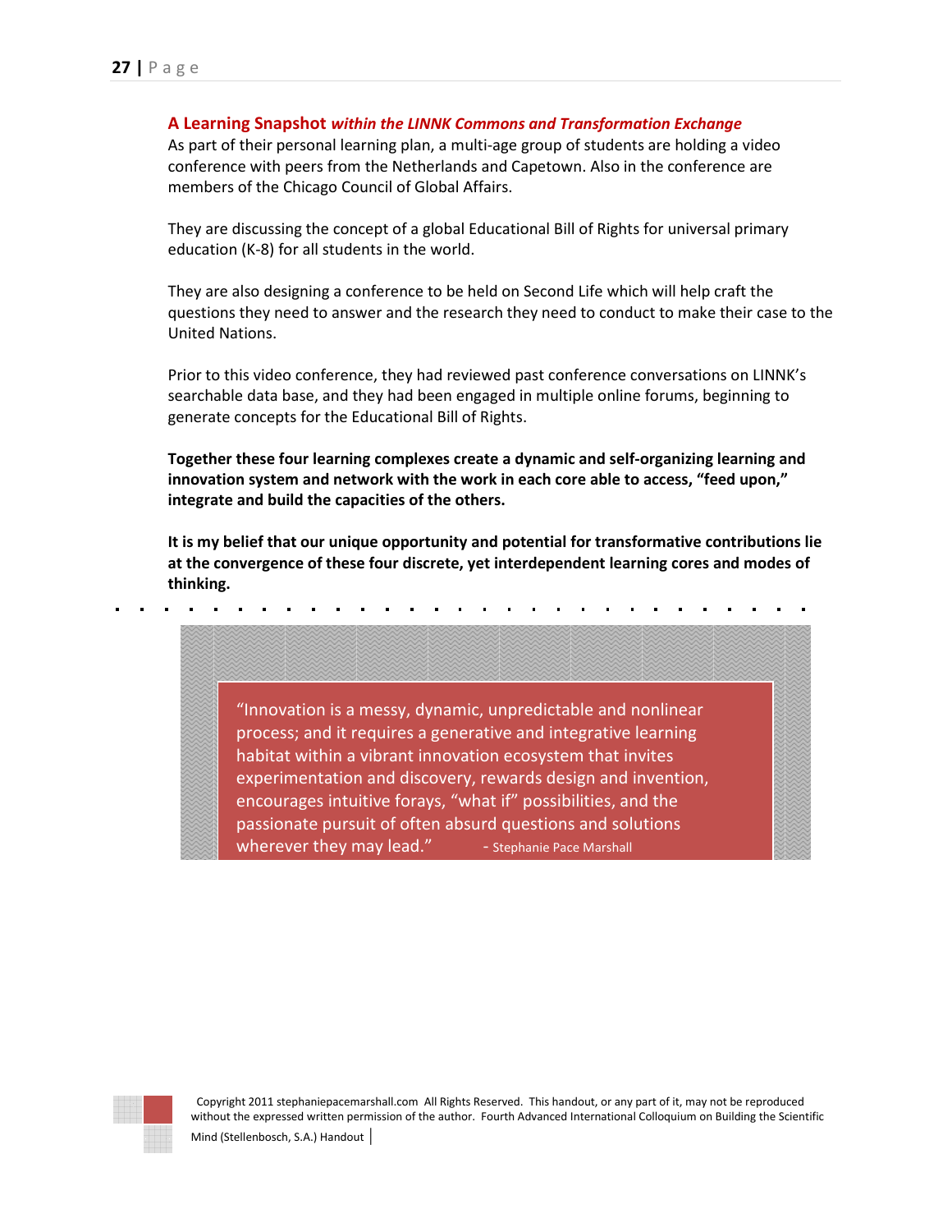### A Learning Snapshot *within the LINNK Commons and Transformation Exchange*

As part of their personal learning plan, a multi-age group of students are holding a video conference with peers from the Netherlands and Capetown. Also in the conference are members of the Chicago Council of Global Affairs.

They are discussing the concept of a global Educational Bill of Rights for universal primary education (K-8) for all students in the world.

They are also designing a conference to be held on Second Life which will help craft the questions they need to answer and the research they need to conduct to make their case to the United Nations.

Prior to this video conference, they had reviewed past conference conversations on LINNK's searchable data base, and they had been engaged in multiple online forums, beginning to generate concepts for the Educational Bill of Rights.

**Together these four learning complexes create a dynamic and self-organizing learning and innovation system and network with the work in each core able to access, "feed upon," integrate and build the capacities of the others.**

**It is my belief that our unique opportunity and potential for transformative contributions lie at the convergence of these four discrete, yet interdependent learning cores and modes of thinking.**

> "Innovation is a messy, dynamic, unpredictable and nonlinear process; and it requires a generative and integrative learning habitat within a vibrant innovation ecosystem that invites experimentation and discovery, rewards design and invention, encourages intuitive forays, "what if" possibilities, and the passionate pursuit of often absurd questions and solutions wherever they may lead." - Stephanie Pace Marshall

Copyright 2011 stephaniepacemarshall.com All Rights Reserved. This handout, or any part of it, may not be reproduced without the expressed written permission of the author. Fourth Advanced International Colloquium on Building the Scientific Mind (Stellenbosch, S.A.) Handout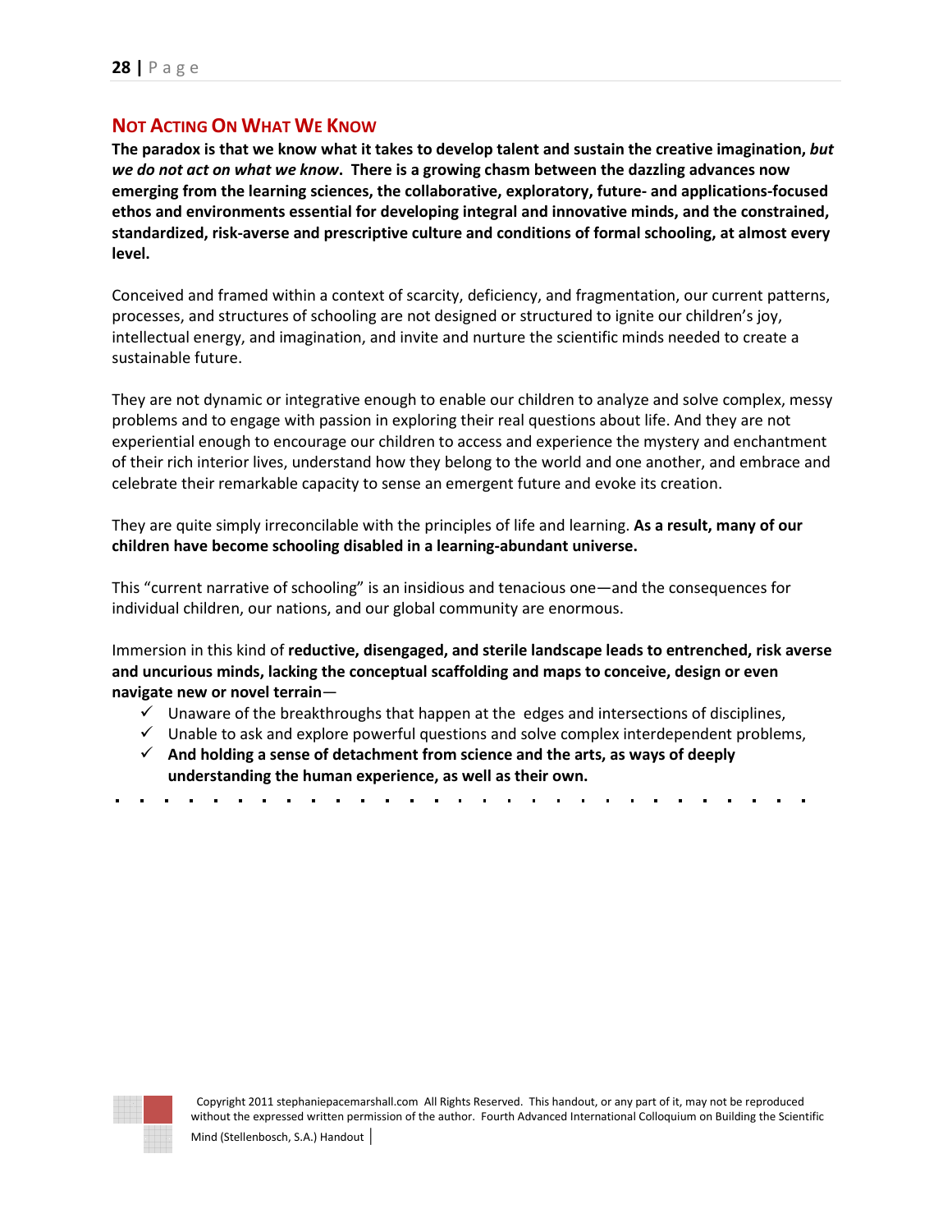## Not Acting On What We Know

**The paradox is that we know what it takes to develop talent and sustain the creative imagination, *but we do not act on what we know*. There is a growing chasm between the dazzling advances now emerging from the learning sciences, the collaborative, exploratory, future- and applications-focused ethos and environments essential for developing integral and innovative minds, and the constrained, standardized, risk-averse and prescriptive culture and conditions of formal schooling, at almost every level.**

Conceived and framed within a context of scarcity, deficiency, and fragmentation, our current patterns, processes, and structures of schooling are not designed or structured to ignite our children's joy, intellectual energy, and imagination, and invite and nurture the scientific minds needed to create a sustainable future.

They are not dynamic or integrative enough to enable our children to analyze and solve complex, messy problems and to engage with passion in exploring their real questions about life. And they are not experiential enough to encourage our children to access and experience the mystery and enchantment of their rich interior lives, understand how they belong to the world and one another, and embrace and celebrate their remarkable capacity to sense an emergent future and evoke its creation.

They are quite simply irreconcilable with the principles of life and learning. **As a result, many of our children have become schooling disabled in a learning-abundant universe.**

This "current narrative of schooling" is an insidious and tenacious one—and the consequences for individual children, our nations, and our global community are enormous.

Immersion in this kind of **reductive, disengaged, and sterile landscape leads to entrenched, risk averse and uncurious minds, lacking the conceptual scaffolding and maps to conceive, design or even navigate new or novel terrain**—

- ✓ Unaware of the breakthroughs that happen at the edges and intersections of disciplines,
- ✓ Unable to ask and explore powerful questions and solve complex interdependent problems,
- ✓ **And holding a sense of detachment from science and the arts, as ways of deeply understanding the human experience, as well as their own.**

Copyright 2011 stephaniepacemarshall.com All Rights Reserved. This handout, or any part of it, may not be reproduced without the expressed written permission of the author. Fourth Advanced International Colloquium on Building the Scientific Mind (Stellenbosch, S.A.) Handout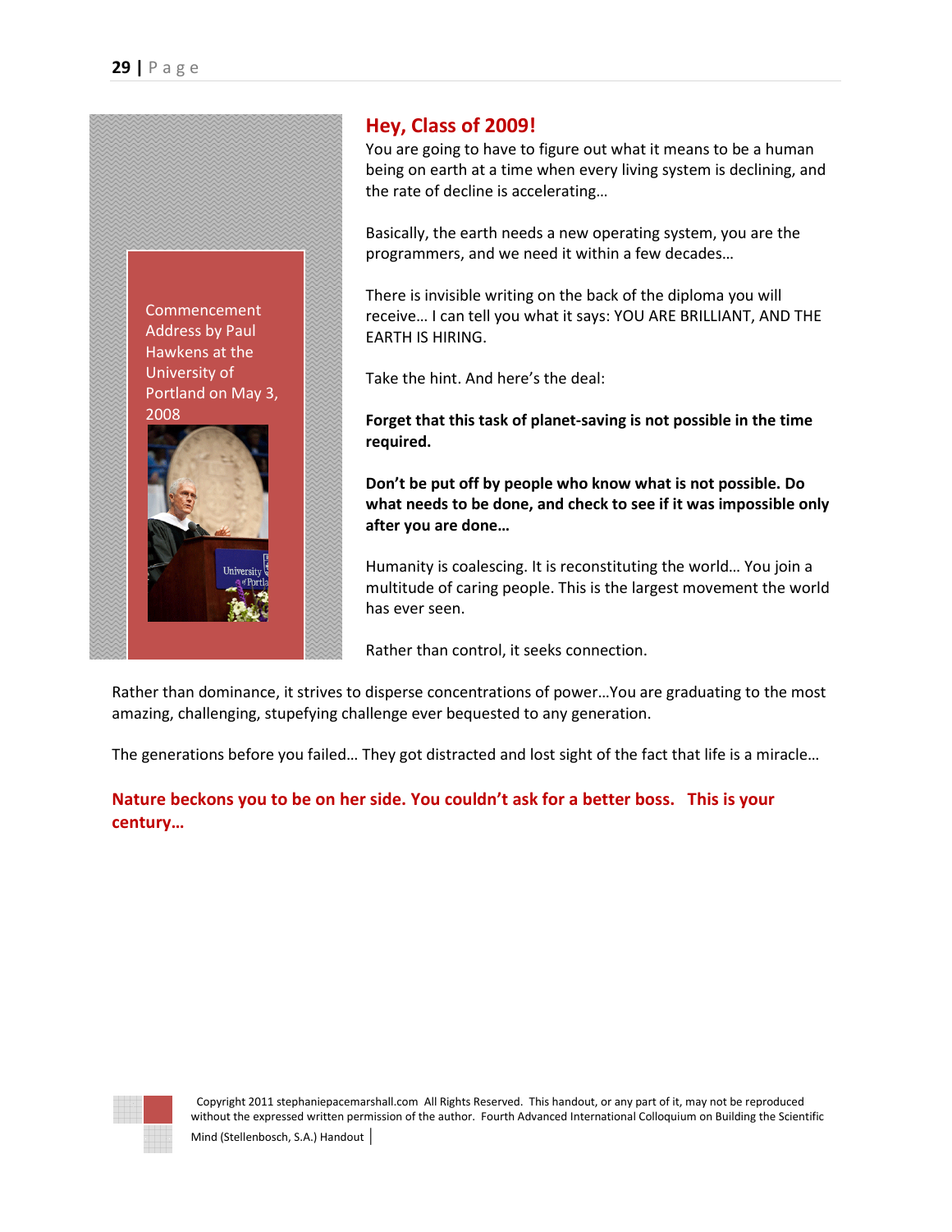Commencement Address by Paul Hawkens at the University of Portland on May 3, 2008

## Hey, Class of 2009!

You are going to have to figure out what it means to be a human being on earth at a time when every living system is declining, and the rate of decline is accelerating…

Basically, the earth needs a new operating system, you are the programmers, and we need it within a few decades…

There is invisible writing on the back of the diploma you will receive… I can tell you what it says: YOU ARE BRILLIANT, AND THE EARTH IS HIRING.

Take the hint. And here's the deal:

**Forget that this task of planet-saving is not possible in the time required.**

**Don't be put off by people who know what is not possible. Do what needs to be done, and check to see if it was impossible only after you are done…**

Humanity is coalescing. It is reconstituting the world… You join a multitude of caring people. This is the largest movement the world has ever seen.

Rather than control, it seeks connection.

Rather than dominance, it strives to disperse concentrations of power…You are graduating to the most amazing, challenging, stupefying challenge ever bequested to any generation.

The generations before you failed… They got distracted and lost sight of the fact that life is a miracle…

**Nature beckons you to be on her side. You couldn't ask for a better boss. This is your century…**

Copyright 2011 stephaniepacemarshall.com All Rights Reserved. This handout, or any part of it, may not be reproduced without the expressed written permission of the author. Fourth Advanced International Colloquium on Building the Scientific Mind (Stellenbosch, S.A.) Handout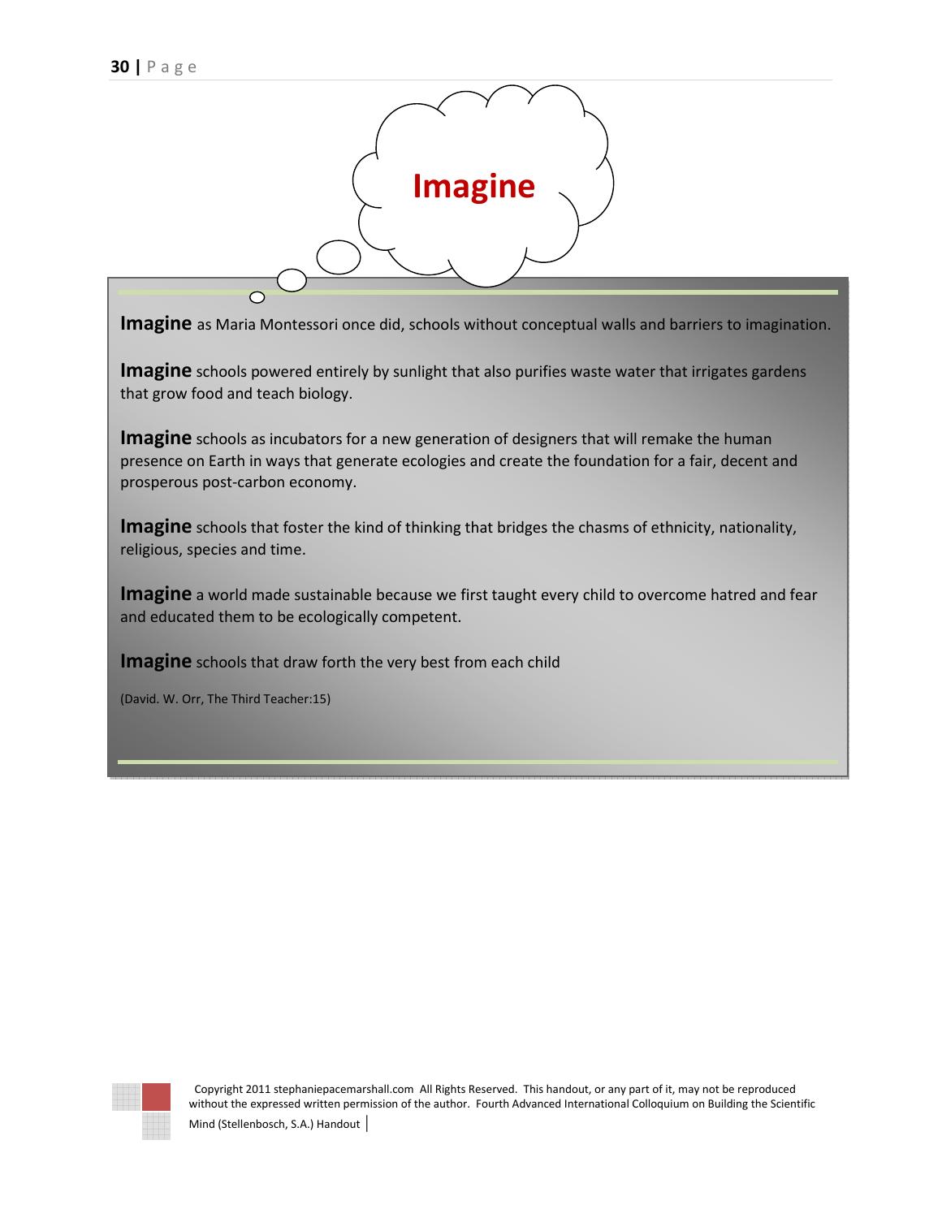# Imagine

**Imagine** as Maria Montessori once did, schools without conceptual walls and barriers to imagination.

**Imagine** schools powered entirely by sunlight that also purifies waste water that irrigates gardens that grow food and teach biology.

**Imagine** schools as incubators for a new generation of designers that will remake the human presence on Earth in ways that generate ecologies and create the foundation for a fair, decent and prosperous post-carbon economy.

**Imagine** schools that foster the kind of thinking that bridges the chasms of ethnicity, nationality, religious, species and time.

**Imagine** a world made sustainable because we first taught every child to overcome hatred and fear and educated them to be ecologically competent.

**Imagine** schools that draw forth the very best from each child

(David. W. Orr, The Third Teacher:15)

Copyright 2011 stephaniepacemarshall.com All Rights Reserved. This handout, or any part of it, may not be reproduced without the expressed written permission of the author. Fourth Advanced International Colloquium on Building the Scientific Mind (Stellenbosch, S.A.) Handout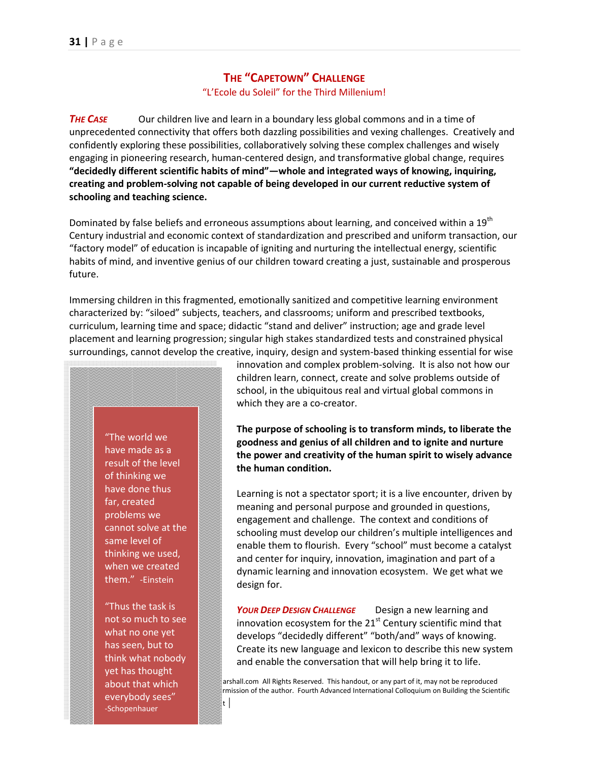## THE "CAPETOWN" CHALLENGE

"L'Ecole du Soleil" for the Third Millenium!

***THE CASE*** Our children live and learn in a boundary less global commons and in a time of unprecedented connectivity that offers both dazzling possibilities and vexing challenges. Creatively and confidently exploring these possibilities, collaboratively solving these complex challenges and wisely engaging in pioneering research, human-centered design, and transformative global change, requires **"decidedly different scientific habits of mind"—whole and integrated ways of knowing, inquiring, creating and problem-solving not capable of being developed in our current reductive system of schooling and teaching science.**

Dominated by false beliefs and erroneous assumptions about learning, and conceived within a 19th Century industrial and economic context of standardization and prescribed and uniform transaction, our "factory model" of education is incapable of igniting and nurturing the intellectual energy, scientific habits of mind, and inventive genius of our children toward creating a just, sustainable and prosperous future.

Immersing children in this fragmented, emotionally sanitized and competitive learning environment characterized by: "siloed" subjects, teachers, and classrooms; uniform and prescribed textbooks, curriculum, learning time and space; didactic "stand and deliver" instruction; age and grade level placement and learning progression; singular high stakes standardized tests and constrained physical surroundings, cannot develop the creative, inquiry, design and system-based thinking essential for wise innovation and complex problem-solving. It is also not how our children learn, connect, create and solve problems outside of school, in the ubiquitous real and virtual global commons in which they are a co-creator.

> "The world we have made as a result of the level of thinking we have done thus far, created problems we cannot solve at the same level of thinking we used, when we created them." -Einstein
>
> "Thus the task is not so much to see what no one yet has seen, but to think what nobody yet has thought about that which everybody sees" -Schopenhauer

**The purpose of schooling is to transform minds, to liberate the goodness and genius of all children and to ignite and nurture the power and creativity of the human spirit to wisely advance the human condition.**

Learning is not a spectator sport; it is a live encounter, driven by meaning and personal purpose and grounded in questions, engagement and challenge. The context and conditions of schooling must develop our children's multiple intelligences and enable them to flourish. Every "school" must become a catalyst and center for inquiry, innovation, imagination and part of a dynamic learning and innovation ecosystem. We get what we design for.

***YOUR DEEP DESIGN CHALLENGE*** Design a new learning and innovation ecosystem for the 21st Century scientific mind that develops "decidedly different" "both/and" ways of knowing. Create its new language and lexicon to describe this new system and enable the conversation that will help bring it to life.

…arshall.com All Rights Reserved. This handout, or any part of it, may not be reproduced …rmission of the author. Fourth Advanced International Colloquium on Building the Scientific …t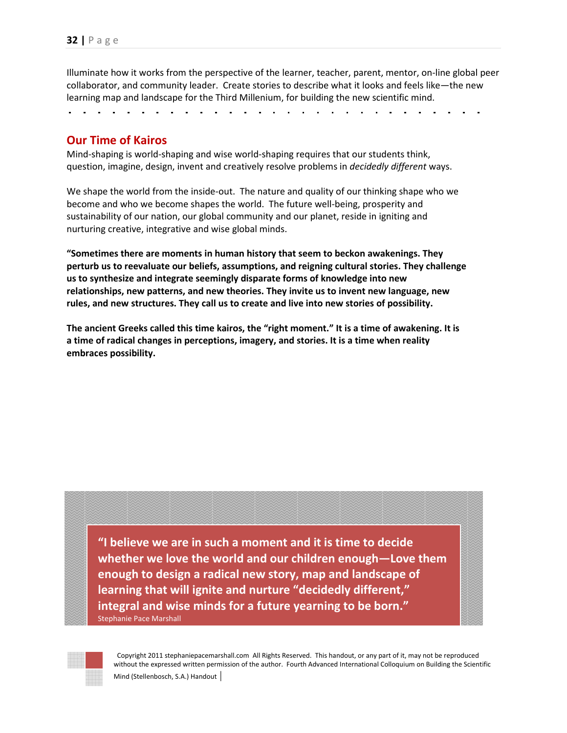Illuminate how it works from the perspective of the learner, teacher, parent, mentor, on-line global peer collaborator, and community leader. Create stories to describe what it looks and feels like—the new learning map and landscape for the Third Millenium, for building the new scientific mind.

## Our Time of Kairos

Mind-shaping is world-shaping and wise world-shaping requires that our students think, question, imagine, design, invent and creatively resolve problems in *decidedly different* ways.

We shape the world from the inside-out. The nature and quality of our thinking shape who we become and who we become shapes the world. The future well-being, prosperity and sustainability of our nation, our global community and our planet, reside in igniting and nurturing creative, integrative and wise global minds.

**"Sometimes there are moments in human history that seem to beckon awakenings. They perturb us to reevaluate our beliefs, assumptions, and reigning cultural stories. They challenge us to synthesize and integrate seemingly disparate forms of knowledge into new relationships, new patterns, and new theories. They invite us to invent new language, new rules, and new structures. They call us to create and live into new stories of possibility.**

**The ancient Greeks called this time kairos, the "right moment." It is a time of awakening. It is a time of radical changes in perceptions, imagery, and stories. It is a time when reality embraces possibility.**

**"I believe we are in such a moment and it is time to decide whether we love the world and our children enough—Love them enough to design a radical new story, map and landscape of learning that will ignite and nurture "decidedly different," integral and wise minds for a future yearning to be born."**

Stephanie Pace Marshall

Copyright 2011 stephaniepacemarshall.com All Rights Reserved. This handout, or any part of it, may not be reproduced without the expressed written permission of the author. Fourth Advanced International Colloquium on Building the Scientific Mind (Stellenbosch, S.A.) Handout